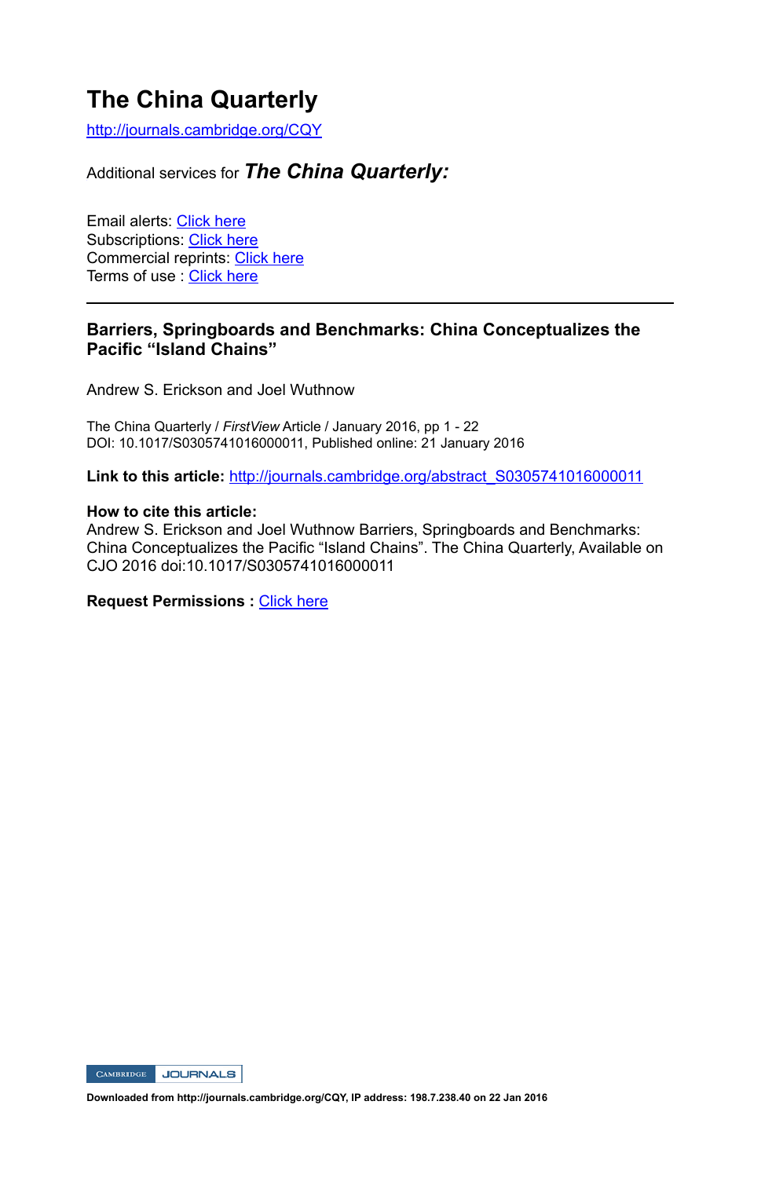# The China Quarterly

http://journals.cambridge.org/CQY

Additional services for ***The China Quarterly:***

Email alerts: Click here
Subscriptions: Click here
Commercial reprints: Click here
Terms of use : Click here

---

## Barriers, Springboards and Benchmarks: China Conceptualizes the Pacific "Island Chains"

Andrew S. Erickson and Joel Wuthnow

The China Quarterly / *FirstView* Article / January 2016, pp 1 - 22
DOI: 10.1017/S0305741016000011, Published online: 21 January 2016

**Link to this article:** http://journals.cambridge.org/abstract_S0305741016000011

**How to cite this article:**
Andrew S. Erickson and Joel Wuthnow Barriers, Springboards and Benchmarks: China Conceptualizes the Pacific "Island Chains". The China Quarterly, Available on CJO 2016 doi:10.1017/S0305741016000011

**Request Permissions :** Click here

**Downloaded from http://journals.cambridge.org/CQY, IP address: 198.7.238.40 on 22 Jan 2016**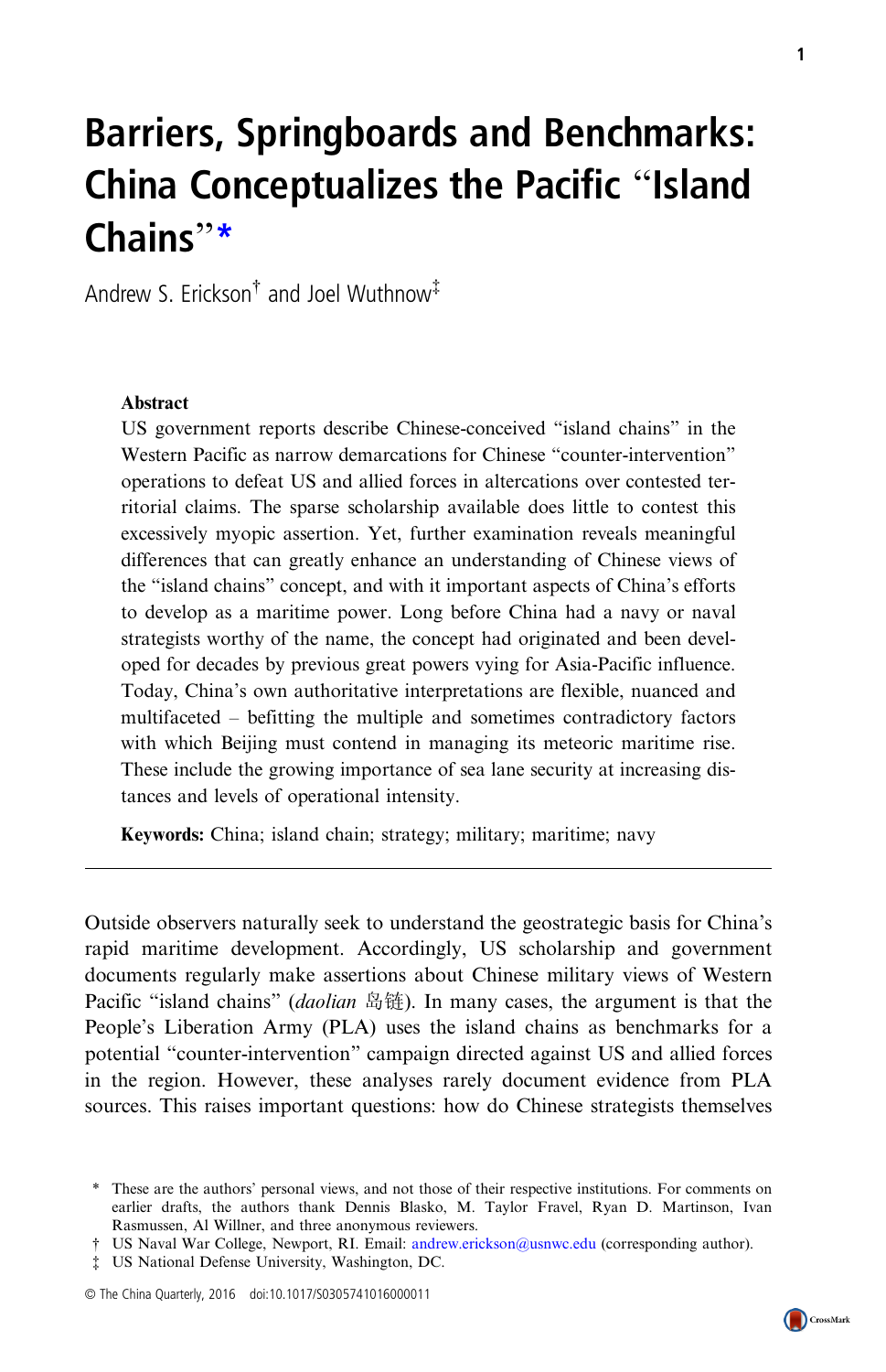# Barriers, Springboards and Benchmarks: China Conceptualizes the Pacific "Island Chains"*

Andrew S. Erickson† and Joel Wuthnow‡

**Abstract**

US government reports describe Chinese-conceived "island chains" in the Western Pacific as narrow demarcations for Chinese "counter-intervention" operations to defeat US and allied forces in altercations over contested territorial claims. The sparse scholarship available does little to contest this excessively myopic assertion. Yet, further examination reveals meaningful differences that can greatly enhance an understanding of Chinese views of the "island chains" concept, and with it important aspects of China's efforts to develop as a maritime power. Long before China had a navy or naval strategists worthy of the name, the concept had originated and been developed for decades by previous great powers vying for Asia-Pacific influence. Today, China's own authoritative interpretations are flexible, nuanced and multifaceted – befitting the multiple and sometimes contradictory factors with which Beijing must contend in managing its meteoric maritime rise. These include the growing importance of sea lane security at increasing distances and levels of operational intensity.

**Keywords:** China; island chain; strategy; military; maritime; navy

---

Outside observers naturally seek to understand the geostrategic basis for China's rapid maritime development. Accordingly, US scholarship and government documents regularly make assertions about Chinese military views of Western Pacific "island chains" (*daolian* 岛链). In many cases, the argument is that the People's Liberation Army (PLA) uses the island chains as benchmarks for a potential "counter-intervention" campaign directed against US and allied forces in the region. However, these analyses rarely document evidence from PLA sources. This raises important questions: how do Chinese strategists themselves

---

\* These are the authors' personal views, and not those of their respective institutions. For comments on earlier drafts, the authors thank Dennis Blasko, M. Taylor Fravel, Ryan D. Martinson, Ivan Rasmussen, Al Willner, and three anonymous reviewers.

† US Naval War College, Newport, RI. Email: andrew.erickson@usnwc.edu (corresponding author).

‡ US National Defense University, Washington, DC.

© The China Quarterly, 2016 doi:10.1017/S0305741016000011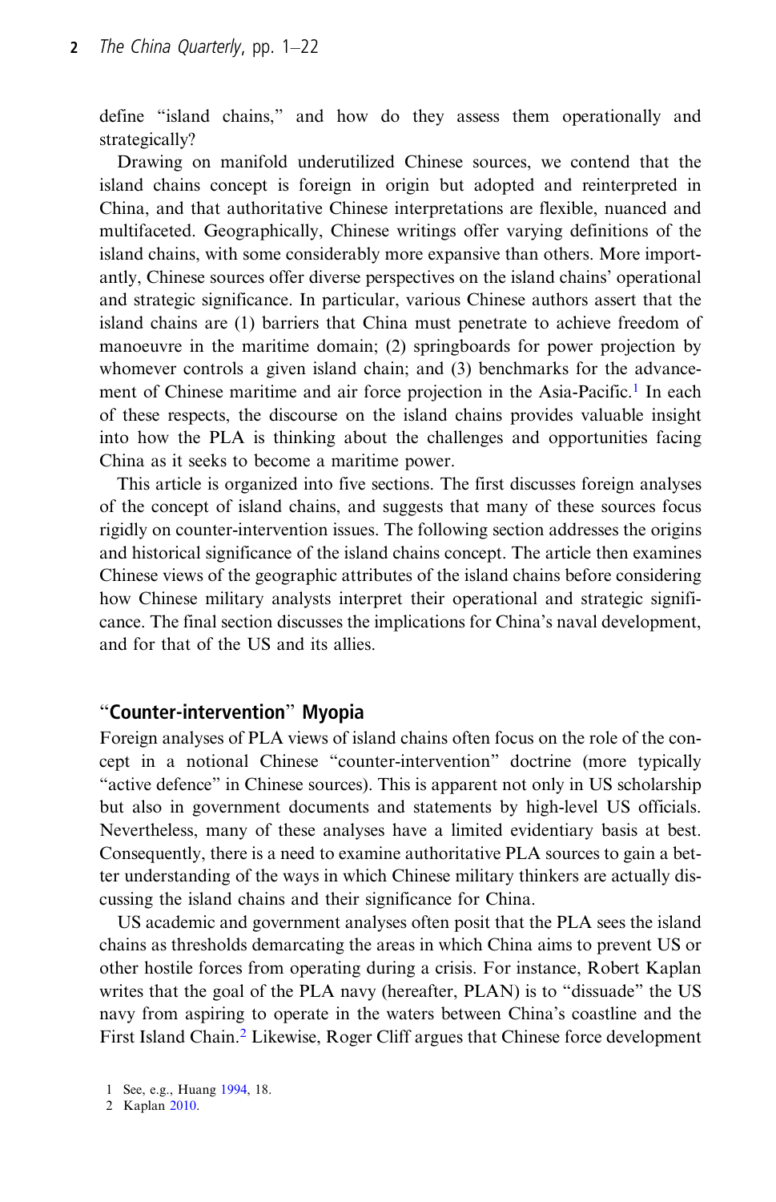define "island chains," and how do they assess them operationally and strategically?

Drawing on manifold underutilized Chinese sources, we contend that the island chains concept is foreign in origin but adopted and reinterpreted in China, and that authoritative Chinese interpretations are flexible, nuanced and multifaceted. Geographically, Chinese writings offer varying definitions of the island chains, with some considerably more expansive than others. More importantly, Chinese sources offer diverse perspectives on the island chains' operational and strategic significance. In particular, various Chinese authors assert that the island chains are (1) barriers that China must penetrate to achieve freedom of manoeuvre in the maritime domain; (2) springboards for power projection by whomever controls a given island chain; and (3) benchmarks for the advancement of Chinese maritime and air force projection in the Asia-Pacific.[1] In each of these respects, the discourse on the island chains provides valuable insight into how the PLA is thinking about the challenges and opportunities facing China as it seeks to become a maritime power.

This article is organized into five sections. The first discusses foreign analyses of the concept of island chains, and suggests that many of these sources focus rigidly on counter-intervention issues. The following section addresses the origins and historical significance of the island chains concept. The article then examines Chinese views of the geographic attributes of the island chains before considering how Chinese military analysts interpret their operational and strategic significance. The final section discusses the implications for China's naval development, and for that of the US and its allies.

## "Counter-intervention" Myopia

Foreign analyses of PLA views of island chains often focus on the role of the concept in a notional Chinese "counter-intervention" doctrine (more typically "active defence" in Chinese sources). This is apparent not only in US scholarship but also in government documents and statements by high-level US officials. Nevertheless, many of these analyses have a limited evidentiary basis at best. Consequently, there is a need to examine authoritative PLA sources to gain a better understanding of the ways in which Chinese military thinkers are actually discussing the island chains and their significance for China.

US academic and government analyses often posit that the PLA sees the island chains as thresholds demarcating the areas in which China aims to prevent US or other hostile forces from operating during a crisis. For instance, Robert Kaplan writes that the goal of the PLA navy (hereafter, PLAN) is to "dissuade" the US navy from aspiring to operate in the waters between China's coastline and the First Island Chain.[2] Likewise, Roger Cliff argues that Chinese force development

1 See, e.g., Huang 1994, 18.

2 Kaplan 2010.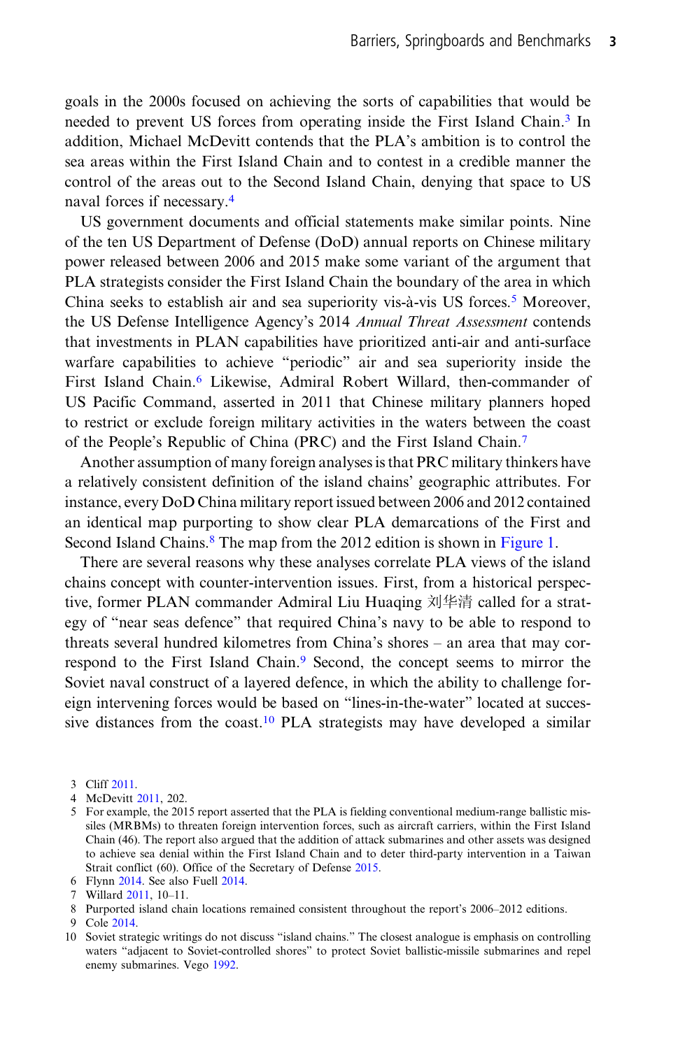goals in the 2000s focused on achieving the sorts of capabilities that would be needed to prevent US forces from operating inside the First Island Chain.[3] In addition, Michael McDevitt contends that the PLA's ambition is to control the sea areas within the First Island Chain and to contest in a credible manner the control of the areas out to the Second Island Chain, denying that space to US naval forces if necessary.[4]

US government documents and official statements make similar points. Nine of the ten US Department of Defense (DoD) annual reports on Chinese military power released between 2006 and 2015 make some variant of the argument that PLA strategists consider the First Island Chain the boundary of the area in which China seeks to establish air and sea superiority vis-à-vis US forces.[5] Moreover, the US Defense Intelligence Agency's 2014 *Annual Threat Assessment* contends that investments in PLAN capabilities have prioritized anti-air and anti-surface warfare capabilities to achieve "periodic" air and sea superiority inside the First Island Chain.[6] Likewise, Admiral Robert Willard, then-commander of US Pacific Command, asserted in 2011 that Chinese military planners hoped to restrict or exclude foreign military activities in the waters between the coast of the People's Republic of China (PRC) and the First Island Chain.[7]

Another assumption of many foreign analyses is that PRC military thinkers have a relatively consistent definition of the island chains' geographic attributes. For instance, every DoD China military report issued between 2006 and 2012 contained an identical map purporting to show clear PLA demarcations of the First and Second Island Chains.[8] The map from the 2012 edition is shown in Figure 1.

There are several reasons why these analyses correlate PLA views of the island chains concept with counter-intervention issues. First, from a historical perspective, former PLAN commander Admiral Liu Huaqing 刘华清 called for a strategy of "near seas defence" that required China's navy to be able to respond to threats several hundred kilometres from China's shores – an area that may correspond to the First Island Chain.[9] Second, the concept seems to mirror the Soviet naval construct of a layered defence, in which the ability to challenge foreign intervening forces would be based on "lines-in-the-water" located at successive distances from the coast.[10] PLA strategists may have developed a similar

3 Cliff 2011.

4 McDevitt 2011, 202.

5 For example, the 2015 report asserted that the PLA is fielding conventional medium-range ballistic missiles (MRBMs) to threaten foreign intervention forces, such as aircraft carriers, within the First Island Chain (46). The report also argued that the addition of attack submarines and other assets was designed to achieve sea denial within the First Island Chain and to deter third-party intervention in a Taiwan Strait conflict (60). Office of the Secretary of Defense 2015.

6 Flynn 2014. See also Fuell 2014.

7 Willard 2011, 10–11.

8 Purported island chain locations remained consistent throughout the report's 2006–2012 editions.

9 Cole 2014.

10 Soviet strategic writings do not discuss "island chains." The closest analogue is emphasis on controlling waters "adjacent to Soviet-controlled shores" to protect Soviet ballistic-missile submarines and repel enemy submarines. Vego 1992.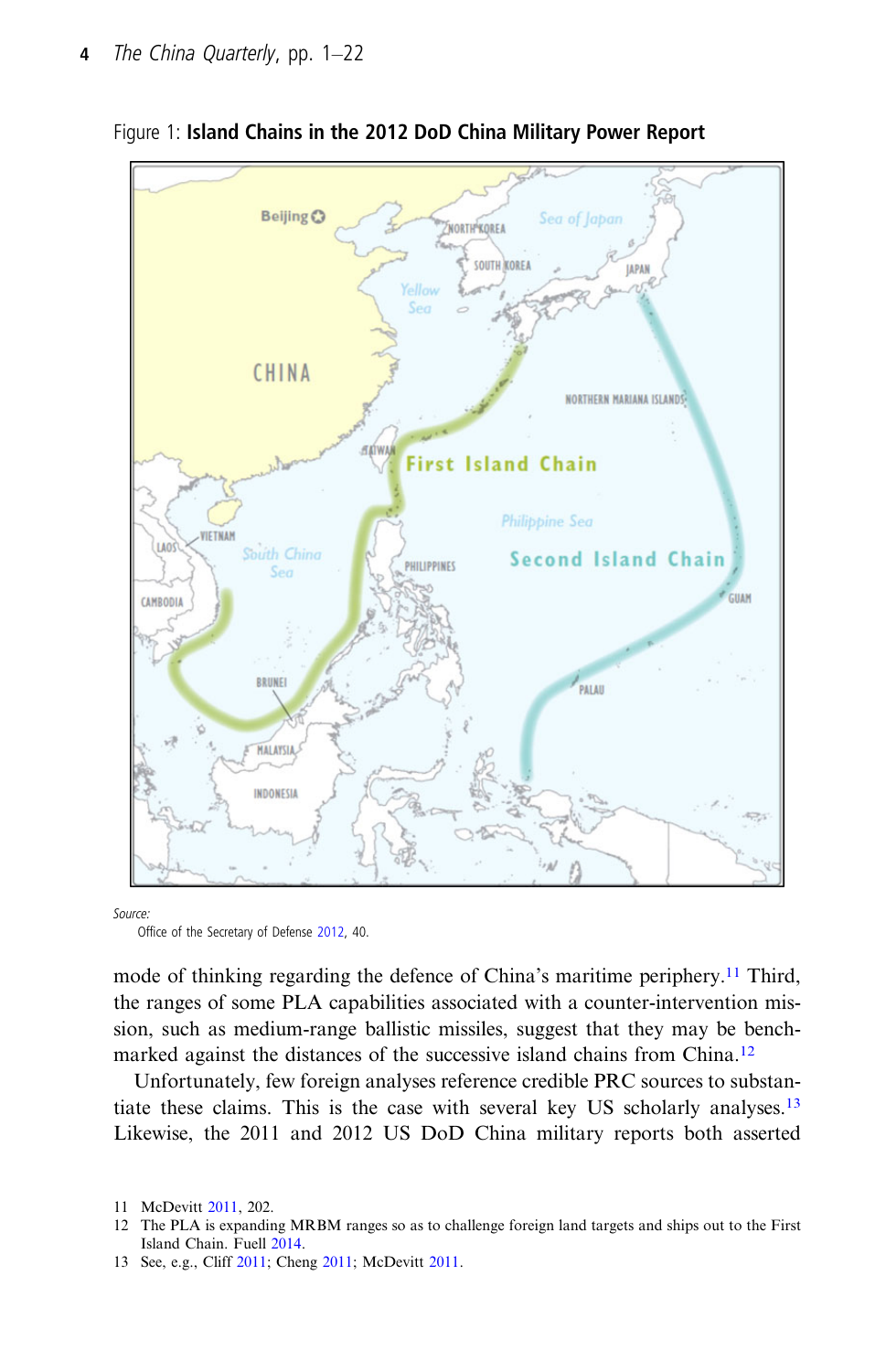Figure 1: **Island Chains in the 2012 DoD China Military Power Report**

*Source:*
Office of the Secretary of Defense 2012, 40.

mode of thinking regarding the defence of China's maritime periphery.[11] Third, the ranges of some PLA capabilities associated with a counter-intervention mission, such as medium-range ballistic missiles, suggest that they may be benchmarked against the distances of the successive island chains from China.[12]

Unfortunately, few foreign analyses reference credible PRC sources to substantiate these claims. This is the case with several key US scholarly analyses.[13] Likewise, the 2011 and 2012 US DoD China military reports both asserted

11 McDevitt 2011, 202.

12 The PLA is expanding MRBM ranges so as to challenge foreign land targets and ships out to the First Island Chain. Fuell 2014.

13 See, e.g., Cliff 2011; Cheng 2011; McDevitt 2011.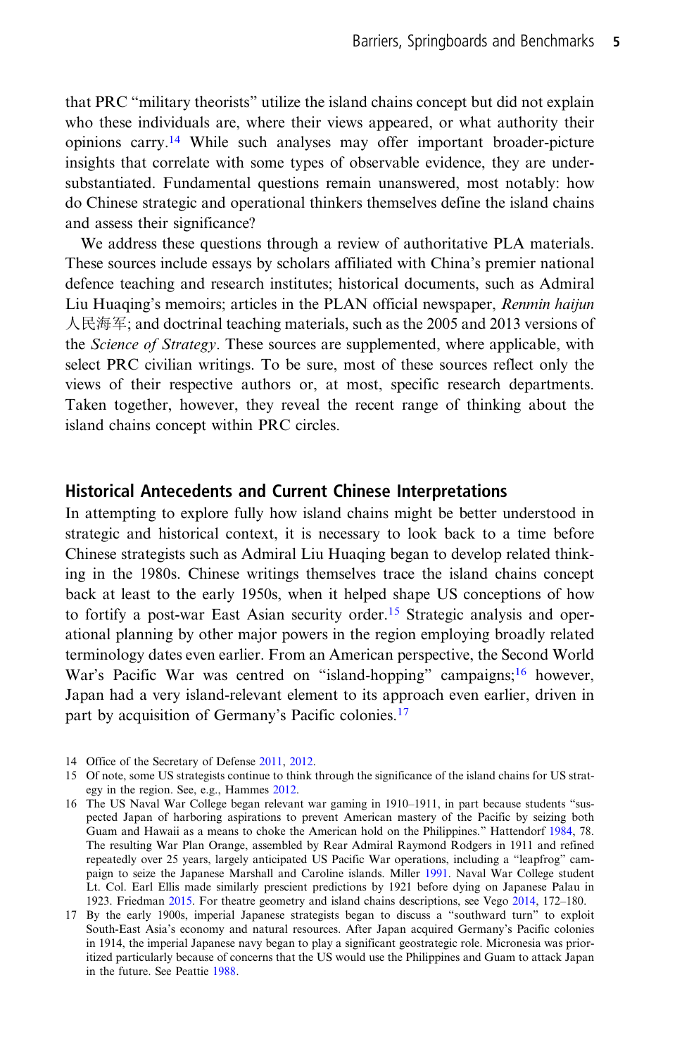that PRC "military theorists" utilize the island chains concept but did not explain who these individuals are, where their views appeared, or what authority their opinions carry.[14] While such analyses may offer important broader-picture insights that correlate with some types of observable evidence, they are under-substantiated. Fundamental questions remain unanswered, most notably: how do Chinese strategic and operational thinkers themselves define the island chains and assess their significance?

We address these questions through a review of authoritative PLA materials. These sources include essays by scholars affiliated with China's premier national defence teaching and research institutes; historical documents, such as Admiral Liu Huaqing's memoirs; articles in the PLAN official newspaper, *Renmin haijun* 人民海军; and doctrinal teaching materials, such as the 2005 and 2013 versions of the *Science of Strategy*. These sources are supplemented, where applicable, with select PRC civilian writings. To be sure, most of these sources reflect only the views of their respective authors or, at most, specific research departments. Taken together, however, they reveal the recent range of thinking about the island chains concept within PRC circles.

## Historical Antecedents and Current Chinese Interpretations

In attempting to explore fully how island chains might be better understood in strategic and historical context, it is necessary to look back to a time before Chinese strategists such as Admiral Liu Huaqing began to develop related thinking in the 1980s. Chinese writings themselves trace the island chains concept back at least to the early 1950s, when it helped shape US conceptions of how to fortify a post-war East Asian security order.[15] Strategic analysis and operational planning by other major powers in the region employing broadly related terminology dates even earlier. From an American perspective, the Second World War's Pacific War was centred on "island-hopping" campaigns;[16] however, Japan had a very island-relevant element to its approach even earlier, driven in part by acquisition of Germany's Pacific colonies.[17]

14 Office of the Secretary of Defense 2011, 2012.

15 Of note, some US strategists continue to think through the significance of the island chains for US strategy in the region. See, e.g., Hammes 2012.

16 The US Naval War College began relevant war gaming in 1910–1911, in part because students "suspected Japan of harboring aspirations to prevent American mastery of the Pacific by seizing both Guam and Hawaii as a means to choke the American hold on the Philippines." Hattendorf 1984, 78. The resulting War Plan Orange, assembled by Rear Admiral Raymond Rodgers in 1911 and refined repeatedly over 25 years, largely anticipated US Pacific War operations, including a "leapfrog" campaign to seize the Japanese Marshall and Caroline islands. Miller 1991. Naval War College student Lt. Col. Earl Ellis made similarly prescient predictions by 1921 before dying on Japanese Palau in 1923. Friedman 2015. For theatre geometry and island chains descriptions, see Vego 2014, 172–180.

17 By the early 1900s, imperial Japanese strategists began to discuss a "southward turn" to exploit South-East Asia's economy and natural resources. After Japan acquired Germany's Pacific colonies in 1914, the imperial Japanese navy began to play a significant geostrategic role. Micronesia was prioritized particularly because of concerns that the US would use the Philippines and Guam to attack Japan in the future. See Peattie 1988.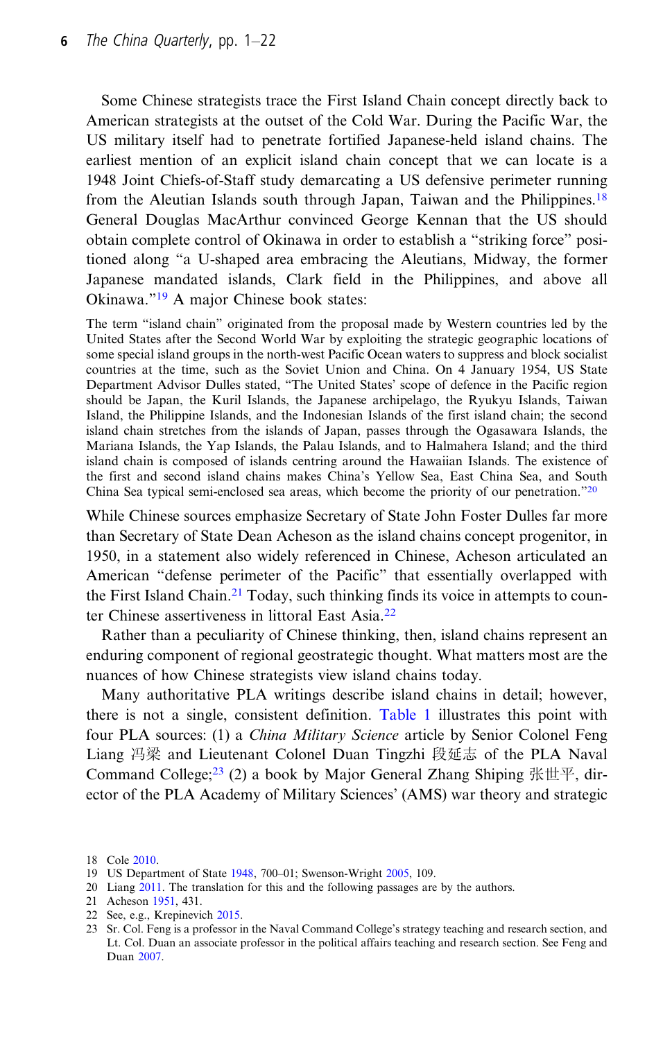Some Chinese strategists trace the First Island Chain concept directly back to American strategists at the outset of the Cold War. During the Pacific War, the US military itself had to penetrate fortified Japanese-held island chains. The earliest mention of an explicit island chain concept that we can locate is a 1948 Joint Chiefs-of-Staff study demarcating a US defensive perimeter running from the Aleutian Islands south through Japan, Taiwan and the Philippines.[18] General Douglas MacArthur convinced George Kennan that the US should obtain complete control of Okinawa in order to establish a "striking force" positioned along "a U-shaped area embracing the Aleutians, Midway, the former Japanese mandated islands, Clark field in the Philippines, and above all Okinawa."[19] A major Chinese book states:

> The term "island chain" originated from the proposal made by Western countries led by the United States after the Second World War by exploiting the strategic geographic locations of some special island groups in the north-west Pacific Ocean waters to suppress and block socialist countries at the time, such as the Soviet Union and China. On 4 January 1954, US State Department Advisor Dulles stated, "The United States' scope of defence in the Pacific region should be Japan, the Kuril Islands, the Japanese archipelago, the Ryukyu Islands, Taiwan Island, the Philippine Islands, and the Indonesian Islands of the first island chain; the second island chain stretches from the islands of Japan, passes through the Ogasawara Islands, the Mariana Islands, the Yap Islands, the Palau Islands, and to Halmahera Island; and the third island chain is composed of islands centring around the Hawaiian Islands. The existence of the first and second island chains makes China's Yellow Sea, East China Sea, and South China Sea typical semi-enclosed sea areas, which become the priority of our penetration."[20]

While Chinese sources emphasize Secretary of State John Foster Dulles far more than Secretary of State Dean Acheson as the island chains concept progenitor, in 1950, in a statement also widely referenced in Chinese, Acheson articulated an American "defense perimeter of the Pacific" that essentially overlapped with the First Island Chain.[21] Today, such thinking finds its voice in attempts to counter Chinese assertiveness in littoral East Asia.[22]

Rather than a peculiarity of Chinese thinking, then, island chains represent an enduring component of regional geostrategic thought. What matters most are the nuances of how Chinese strategists view island chains today.

Many authoritative PLA writings describe island chains in detail; however, there is not a single, consistent definition. Table 1 illustrates this point with four PLA sources: (1) a *China Military Science* article by Senior Colonel Feng Liang 冯梁 and Lieutenant Colonel Duan Tingzhi 段廷志 of the PLA Naval Command College;[23] (2) a book by Major General Zhang Shiping 张世平, director of the PLA Academy of Military Sciences' (AMS) war theory and strategic

18 Cole 2010.
19 US Department of State 1948, 700–01; Swenson-Wright 2005, 109.
20 Liang 2011. The translation for this and the following passages are by the authors.
21 Acheson 1951, 431.
22 See, e.g., Krepinevich 2015.
23 Sr. Col. Feng is a professor in the Naval Command College's strategy teaching and research section, and Lt. Col. Duan an associate professor in the political affairs teaching and research section. See Feng and Duan 2007.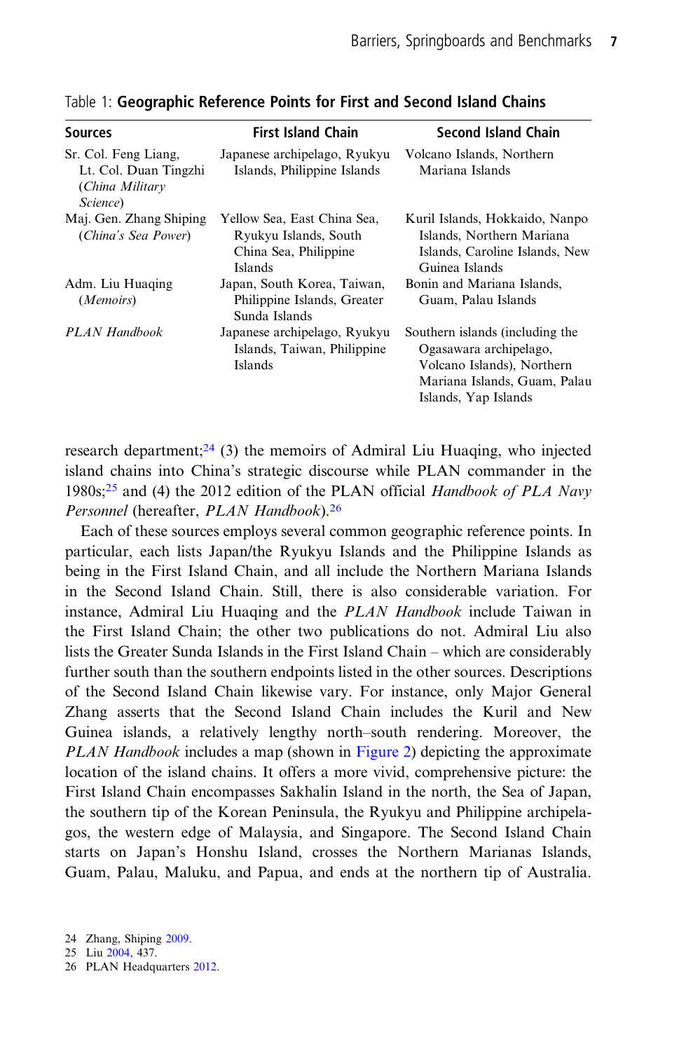Table 1: **Geographic Reference Points for First and Second Island Chains**

| Sources | First Island Chain | Second Island Chain |
| --- | --- | --- |
| Sr. Col. Feng Liang, Lt. Col. Duan Tingzhi (*China Military Science*) | Japanese archipelago, Ryukyu Islands, Philippine Islands | Volcano Islands, Northern Mariana Islands |
| Maj. Gen. Zhang Shiping (*China's Sea Power*) | Yellow Sea, East China Sea, Ryukyu Islands, South China Sea, Philippine Islands | Kuril Islands, Hokkaido, Nanpo Islands, Northern Mariana Islands, Caroline Islands, New Guinea Islands |
| Adm. Liu Huaqing (*Memoirs*) | Japan, South Korea, Taiwan, Philippine Islands, Greater Sunda Islands | Bonin and Mariana Islands, Guam, Palau Islands |
| *PLAN Handbook* | Japanese archipelago, Ryukyu Islands, Taiwan, Philippine Islands | Southern islands (including the Ogasawara archipelago, Volcano Islands), Northern Mariana Islands, Guam, Palau Islands, Yap Islands |

research department;[24] (3) the memoirs of Admiral Liu Huaqing, who injected island chains into China's strategic discourse while PLAN commander in the 1980s;[25] and (4) the 2012 edition of the PLAN official *Handbook of PLA Navy Personnel* (hereafter, *PLAN Handbook*).[26]

Each of these sources employs several common geographic reference points. In particular, each lists Japan/the Ryukyu Islands and the Philippine Islands as being in the First Island Chain, and all include the Northern Mariana Islands in the Second Island Chain. Still, there is also considerable variation. For instance, Admiral Liu Huaqing and the *PLAN Handbook* include Taiwan in the First Island Chain; the other two publications do not. Admiral Liu also lists the Greater Sunda Islands in the First Island Chain – which are considerably further south than the southern endpoints listed in the other sources. Descriptions of the Second Island Chain likewise vary. For instance, only Major General Zhang asserts that the Second Island Chain includes the Kuril and New Guinea islands, a relatively lengthy north–south rendering. Moreover, the *PLAN Handbook* includes a map (shown in Figure 2) depicting the approximate location of the island chains. It offers a more vivid, comprehensive picture: the First Island Chain encompasses Sakhalin Island in the north, the Sea of Japan, the southern tip of the Korean Peninsula, the Ryukyu and Philippine archipelagos, the western edge of Malaysia, and Singapore. The Second Island Chain starts on Japan's Honshu Island, crosses the Northern Marianas Islands, Guam, Palau, Maluku, and Papua, and ends at the northern tip of Australia.

24 Zhang, Shiping 2009.
25 Liu 2004, 437.
26 PLAN Headquarters 2012.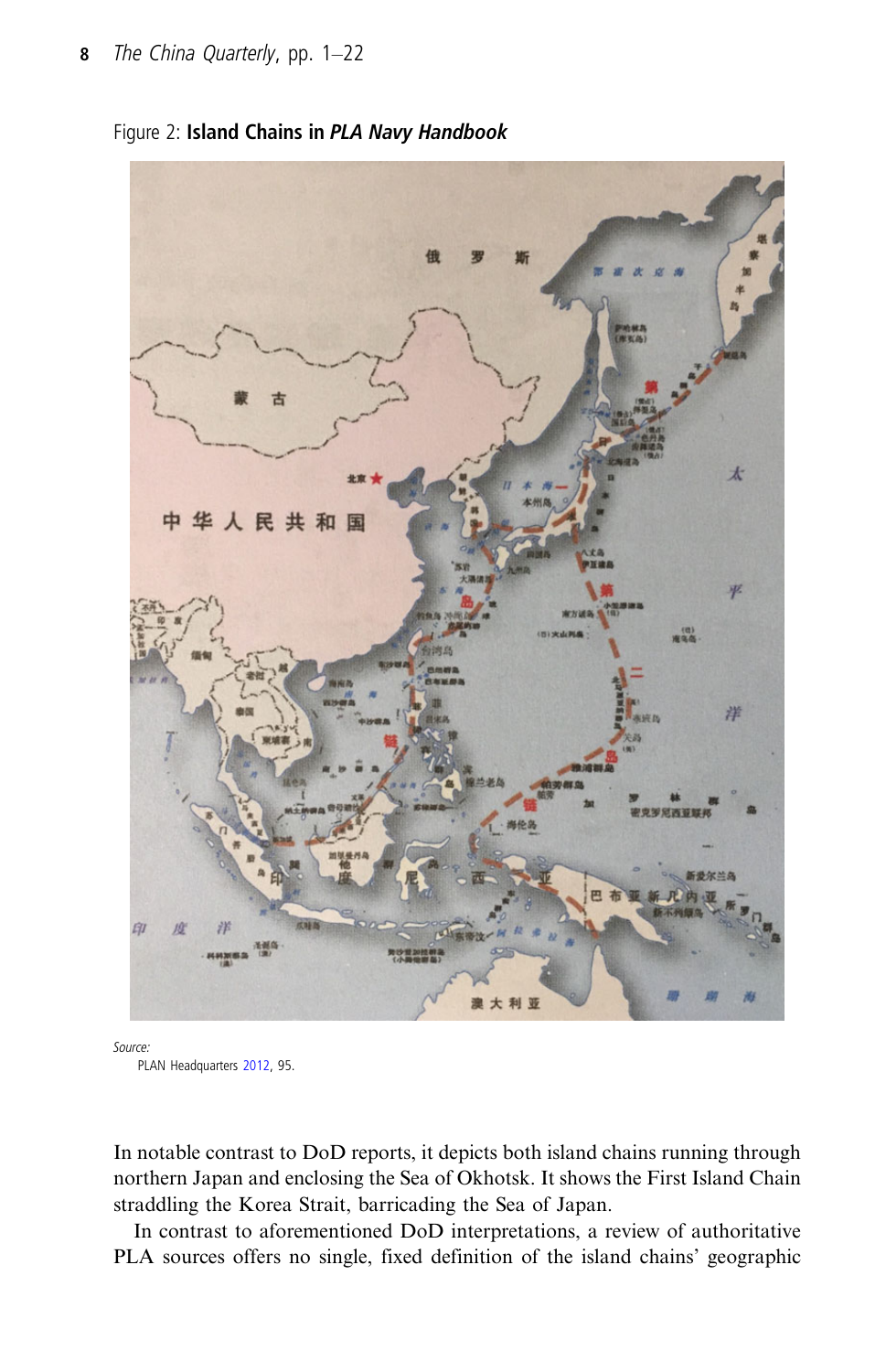Figure 2: **Island Chains in *PLA Navy Handbook***

*Source:*
PLAN Headquarters 2012, 95.

In notable contrast to DoD reports, it depicts both island chains running through northern Japan and enclosing the Sea of Okhotsk. It shows the First Island Chain straddling the Korea Strait, barricading the Sea of Japan.

In contrast to aforementioned DoD interpretations, a review of authoritative PLA sources offers no single, fixed definition of the island chains' geographic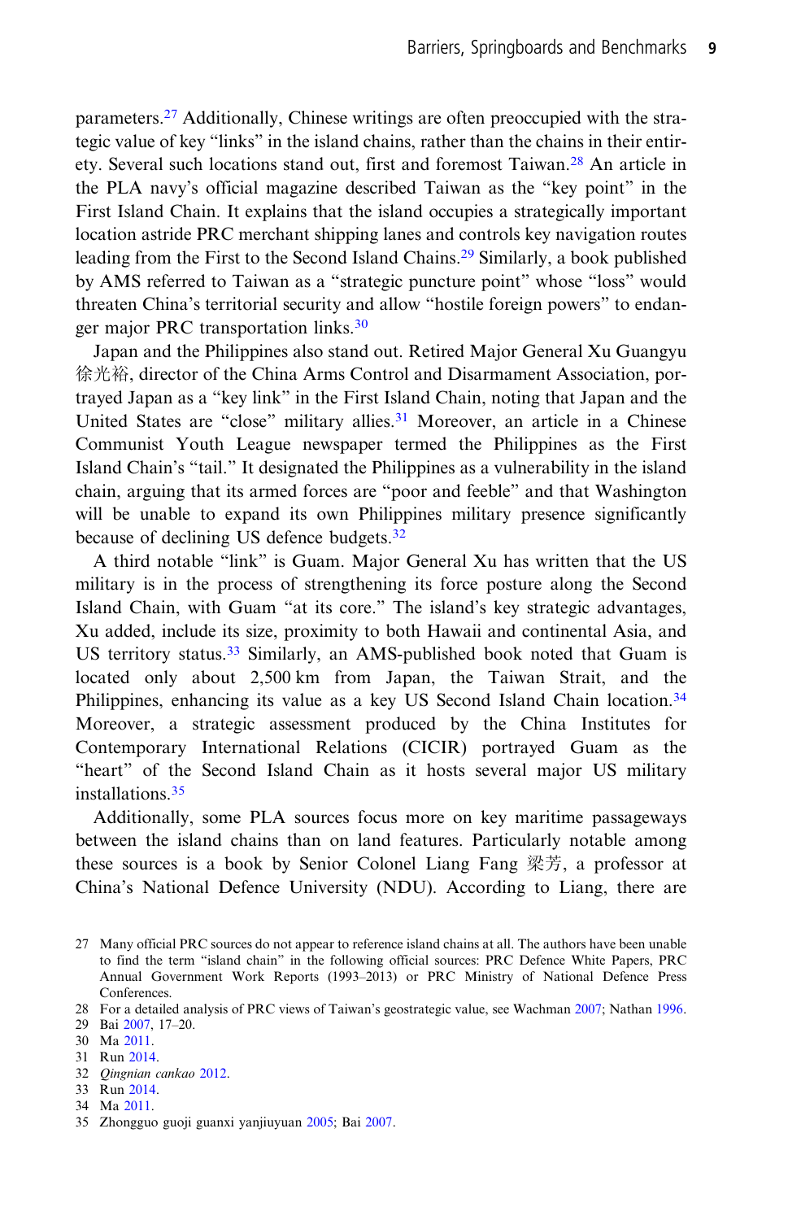parameters.[27] Additionally, Chinese writings are often preoccupied with the strategic value of key "links" in the island chains, rather than the chains in their entirety. Several such locations stand out, first and foremost Taiwan.[28] An article in the PLA navy's official magazine described Taiwan as the "key point" in the First Island Chain. It explains that the island occupies a strategically important location astride PRC merchant shipping lanes and controls key navigation routes leading from the First to the Second Island Chains.[29] Similarly, a book published by AMS referred to Taiwan as a "strategic puncture point" whose "loss" would threaten China's territorial security and allow "hostile foreign powers" to endanger major PRC transportation links.[30]

Japan and the Philippines also stand out. Retired Major General Xu Guangyu 徐光裕, director of the China Arms Control and Disarmament Association, portrayed Japan as a "key link" in the First Island Chain, noting that Japan and the United States are "close" military allies.[31] Moreover, an article in a Chinese Communist Youth League newspaper termed the Philippines as the First Island Chain's "tail." It designated the Philippines as a vulnerability in the island chain, arguing that its armed forces are "poor and feeble" and that Washington will be unable to expand its own Philippines military presence significantly because of declining US defence budgets.[32]

A third notable "link" is Guam. Major General Xu has written that the US military is in the process of strengthening its force posture along the Second Island Chain, with Guam "at its core." The island's key strategic advantages, Xu added, include its size, proximity to both Hawaii and continental Asia, and US territory status.[33] Similarly, an AMS-published book noted that Guam is located only about 2,500 km from Japan, the Taiwan Strait, and the Philippines, enhancing its value as a key US Second Island Chain location.[34] Moreover, a strategic assessment produced by the China Institutes for Contemporary International Relations (CICIR) portrayed Guam as the "heart" of the Second Island Chain as it hosts several major US military installations.[35]

Additionally, some PLA sources focus more on key maritime passageways between the island chains than on land features. Particularly notable among these sources is a book by Senior Colonel Liang Fang 梁芳, a professor at China's National Defence University (NDU). According to Liang, there are

---

27 Many official PRC sources do not appear to reference island chains at all. The authors have been unable to find the term "island chain" in the following official sources: PRC Defence White Papers, PRC Annual Government Work Reports (1993–2013) or PRC Ministry of National Defence Press Conferences.

28 For a detailed analysis of PRC views of Taiwan's geostrategic value, see Wachman 2007; Nathan 1996.

29 Bai 2007, 17–20.

30 Ma 2011.

31 Run 2014.

32 *Qingnian cankao* 2012.

33 Run 2014.

34 Ma 2011.

35 Zhongguo guoji guanxi yanjiuyuan 2005; Bai 2007.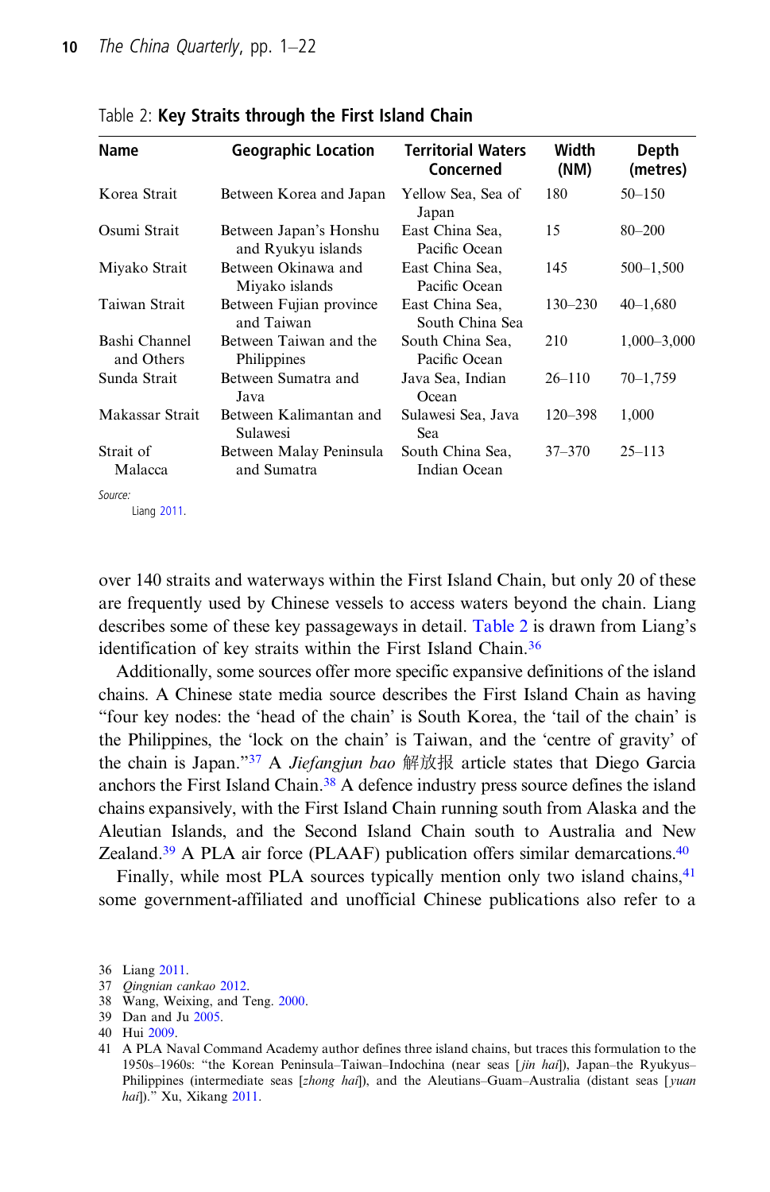Table 2: **Key Straits through the First Island Chain**

| Name | Geographic Location | Territorial Waters Concerned | Width (NM) | Depth (metres) |
|---|---|---|---|---|
| Korea Strait | Between Korea and Japan | Yellow Sea, Sea of Japan | 180 | 50–150 |
| Osumi Strait | Between Japan's Honshu and Ryukyu islands | East China Sea, Pacific Ocean | 15 | 80–200 |
| Miyako Strait | Between Okinawa and Miyako islands | East China Sea, Pacific Ocean | 145 | 500–1,500 |
| Taiwan Strait | Between Fujian province and Taiwan | East China Sea, South China Sea | 130–230 | 40–1,680 |
| Bashi Channel and Others | Between Taiwan and the Philippines | South China Sea, Pacific Ocean | 210 | 1,000–3,000 |
| Sunda Strait | Between Sumatra and Java | Java Sea, Indian Ocean | 26–110 | 70–1,759 |
| Makassar Strait | Between Kalimantan and Sulawesi | Sulawesi Sea, Java Sea | 120–398 | 1,000 |
| Strait of Malacca | Between Malay Peninsula and Sumatra | South China Sea, Indian Ocean | 37–370 | 25–113 |

*Source:* Liang 2011.

over 140 straits and waterways within the First Island Chain, but only 20 of these are frequently used by Chinese vessels to access waters beyond the chain. Liang describes some of these key passageways in detail. Table 2 is drawn from Liang's identification of key straits within the First Island Chain.[36]

Additionally, some sources offer more specific expansive definitions of the island chains. A Chinese state media source describes the First Island Chain as having "four key nodes: the 'head of the chain' is South Korea, the 'tail of the chain' is the Philippines, the 'lock on the chain' is Taiwan, and the 'centre of gravity' of the chain is Japan."[37] A *Jiefangjun bao* 解放报 article states that Diego Garcia anchors the First Island Chain.[38] A defence industry press source defines the island chains expansively, with the First Island Chain running south from Alaska and the Aleutian Islands, and the Second Island Chain south to Australia and New Zealand.[39] A PLA air force (PLAAF) publication offers similar demarcations.[40]

Finally, while most PLA sources typically mention only two island chains,[41] some government-affiliated and unofficial Chinese publications also refer to a

36 Liang 2011.

37 *Qingnian cankao* 2012.

38 Wang, Weixing, and Teng. 2000.

39 Dan and Ju 2005.

40 Hui 2009.

41 A PLA Naval Command Academy author defines three island chains, but traces this formulation to the 1950s–1960s: "the Korean Peninsula–Taiwan–Indochina (near seas [*jin hai*]), Japan–the Ryukyus–Philippines (intermediate seas [*zhong hai*]), and the Aleutians–Guam–Australia (distant seas [*yuan hai*])." Xu, Xikang 2011.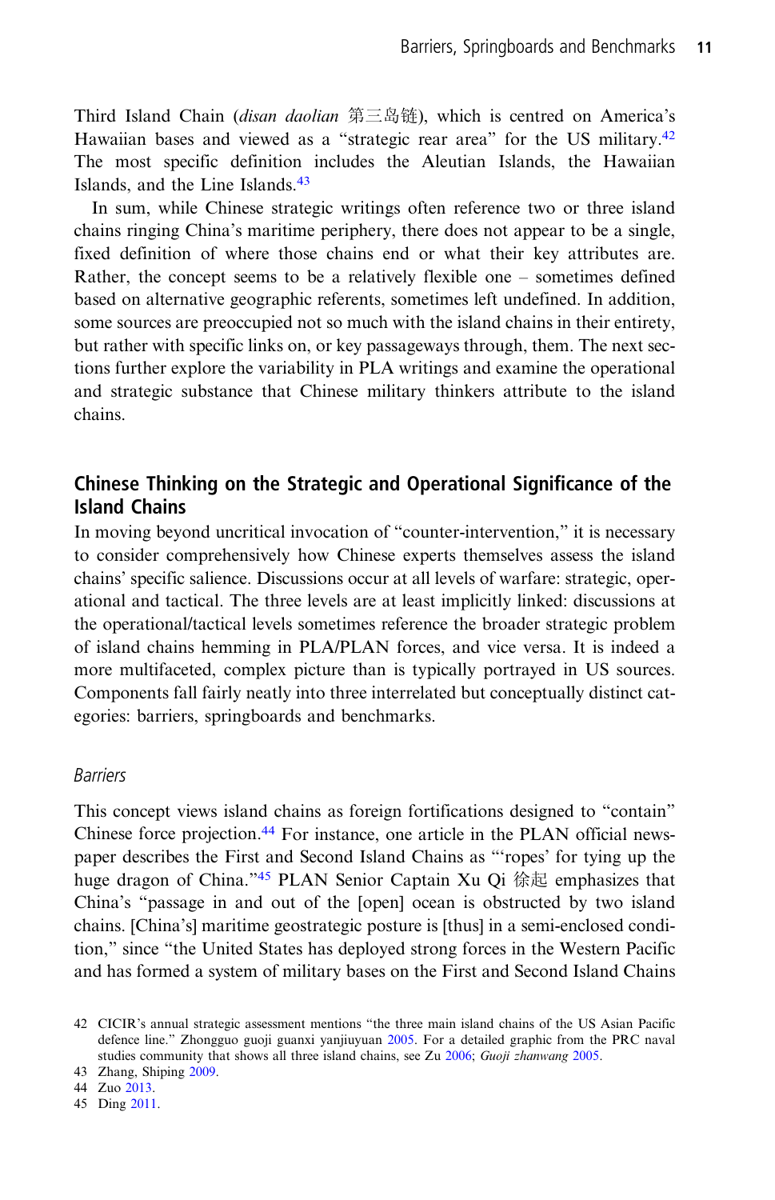Third Island Chain (*disan daolian* 第三岛链), which is centred on America's Hawaiian bases and viewed as a "strategic rear area" for the US military.[42] The most specific definition includes the Aleutian Islands, the Hawaiian Islands, and the Line Islands.[43]

In sum, while Chinese strategic writings often reference two or three island chains ringing China's maritime periphery, there does not appear to be a single, fixed definition of where those chains end or what their key attributes are. Rather, the concept seems to be a relatively flexible one – sometimes defined based on alternative geographic referents, sometimes left undefined. In addition, some sources are preoccupied not so much with the island chains in their entirety, but rather with specific links on, or key passageways through, them. The next sections further explore the variability in PLA writings and examine the operational and strategic substance that Chinese military thinkers attribute to the island chains.

## Chinese Thinking on the Strategic and Operational Significance of the Island Chains

In moving beyond uncritical invocation of "counter-intervention," it is necessary to consider comprehensively how Chinese experts themselves assess the island chains' specific salience. Discussions occur at all levels of warfare: strategic, operational and tactical. The three levels are at least implicitly linked: discussions at the operational/tactical levels sometimes reference the broader strategic problem of island chains hemming in PLA/PLAN forces, and vice versa. It is indeed a more multifaceted, complex picture than is typically portrayed in US sources. Components fall fairly neatly into three interrelated but conceptually distinct categories: barriers, springboards and benchmarks.

### *Barriers*

This concept views island chains as foreign fortifications designed to "contain" Chinese force projection.[44] For instance, one article in the PLAN official newspaper describes the First and Second Island Chains as "'ropes' for tying up the huge dragon of China."[45] PLAN Senior Captain Xu Qi 徐起 emphasizes that China's "passage in and out of the [open] ocean is obstructed by two island chains. [China's] maritime geostrategic posture is [thus] in a semi-enclosed condition," since "the United States has deployed strong forces in the Western Pacific and has formed a system of military bases on the First and Second Island Chains

42 CICIR's annual strategic assessment mentions "the three main island chains of the US Asian Pacific defence line." Zhongguo guoji guanxi yanjiuyuan 2005. For a detailed graphic from the PRC naval studies community that shows all three island chains, see Zu 2006; *Guoji zhanwang* 2005.

43 Zhang, Shiping 2009.

44 Zuo 2013.

45 Ding 2011.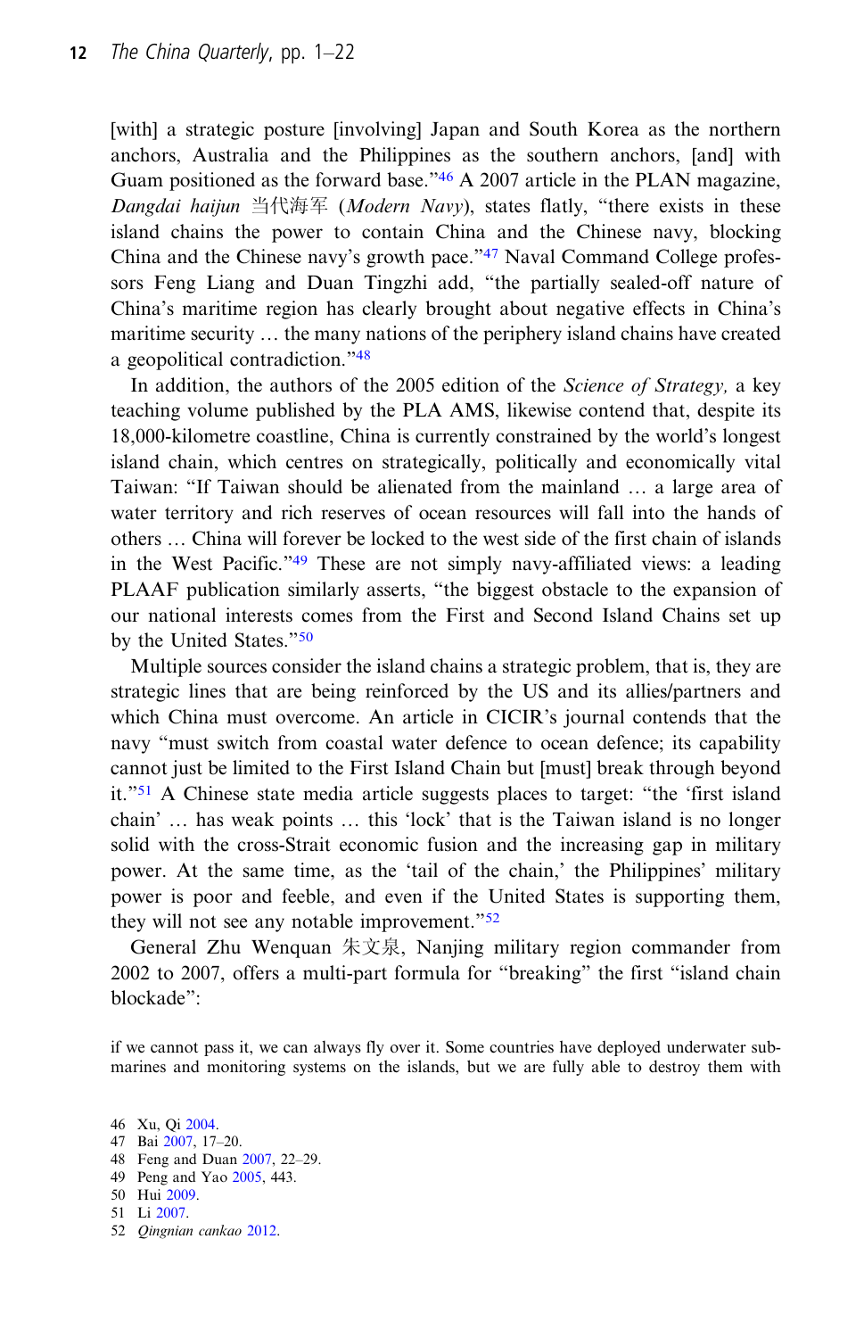[with] a strategic posture [involving] Japan and South Korea as the northern anchors, Australia and the Philippines as the southern anchors, [and] with Guam positioned as the forward base."[46] A 2007 article in the PLAN magazine, *Dangdai haijun* 当代海军 (*Modern Navy*), states flatly, "there exists in these island chains the power to contain China and the Chinese navy, blocking China and the Chinese navy's growth pace."[47] Naval Command College professors Feng Liang and Duan Tingzhi add, "the partially sealed-off nature of China's maritime region has clearly brought about negative effects in China's maritime security … the many nations of the periphery island chains have created a geopolitical contradiction."[48]

In addition, the authors of the 2005 edition of the *Science of Strategy,* a key teaching volume published by the PLA AMS, likewise contend that, despite its 18,000-kilometre coastline, China is currently constrained by the world's longest island chain, which centres on strategically, politically and economically vital Taiwan: "If Taiwan should be alienated from the mainland … a large area of water territory and rich reserves of ocean resources will fall into the hands of others … China will forever be locked to the west side of the first chain of islands in the West Pacific."[49] These are not simply navy-affiliated views: a leading PLAAF publication similarly asserts, "the biggest obstacle to the expansion of our national interests comes from the First and Second Island Chains set up by the United States."[50]

Multiple sources consider the island chains a strategic problem, that is, they are strategic lines that are being reinforced by the US and its allies/partners and which China must overcome. An article in CICIR's journal contends that the navy "must switch from coastal water defence to ocean defence; its capability cannot just be limited to the First Island Chain but [must] break through beyond it."[51] A Chinese state media article suggests places to target: "the 'first island chain' … has weak points … this 'lock' that is the Taiwan island is no longer solid with the cross-Strait economic fusion and the increasing gap in military power. At the same time, as the 'tail of the chain,' the Philippines' military power is poor and feeble, and even if the United States is supporting them, they will not see any notable improvement."[52]

General Zhu Wenquan 朱文泉, Nanjing military region commander from 2002 to 2007, offers a multi-part formula for "breaking" the first "island chain blockade":

> if we cannot pass it, we can always fly over it. Some countries have deployed underwater submarines and monitoring systems on the islands, but we are fully able to destroy them with

46 Xu, Qi 2004.
47 Bai 2007, 17–20.
48 Feng and Duan 2007, 22–29.
49 Peng and Yao 2005, 443.
50 Hui 2009.
51 Li 2007.
52 *Qingnian cankao* 2012.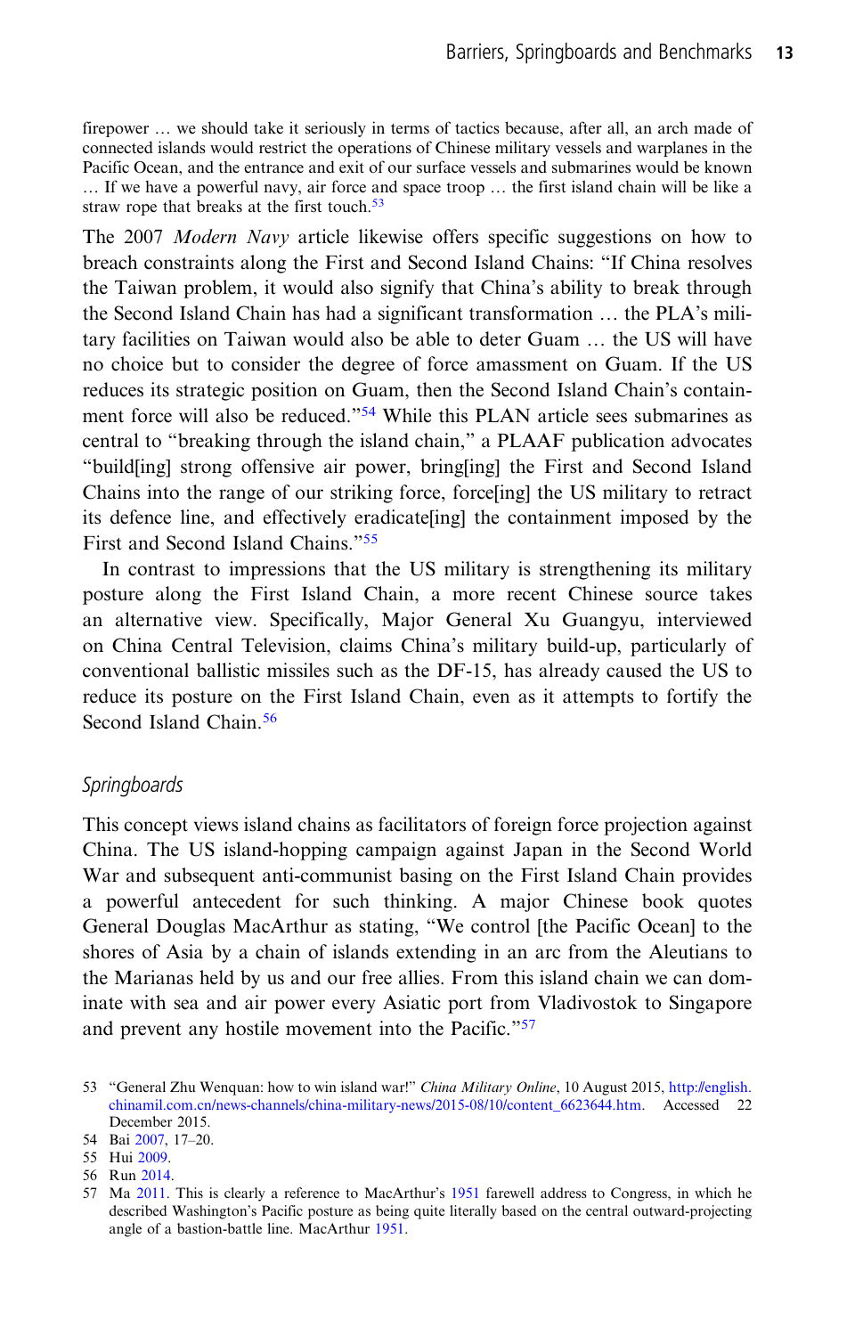firepower … we should take it seriously in terms of tactics because, after all, an arch made of connected islands would restrict the operations of Chinese military vessels and warplanes in the Pacific Ocean, and the entrance and exit of our surface vessels and submarines would be known … If we have a powerful navy, air force and space troop … the first island chain will be like a straw rope that breaks at the first touch.[53]

The 2007 *Modern Navy* article likewise offers specific suggestions on how to breach constraints along the First and Second Island Chains: "If China resolves the Taiwan problem, it would also signify that China's ability to break through the Second Island Chain has had a significant transformation … the PLA's military facilities on Taiwan would also be able to deter Guam … the US will have no choice but to consider the degree of force amassment on Guam. If the US reduces its strategic position on Guam, then the Second Island Chain's containment force will also be reduced."[54] While this PLAN article sees submarines as central to "breaking through the island chain," a PLAAF publication advocates "build[ing] strong offensive air power, bring[ing] the First and Second Island Chains into the range of our striking force, force[ing] the US military to retract its defence line, and effectively eradicate[ing] the containment imposed by the First and Second Island Chains."[55]

In contrast to impressions that the US military is strengthening its military posture along the First Island Chain, a more recent Chinese source takes an alternative view. Specifically, Major General Xu Guangyu, interviewed on China Central Television, claims China's military build-up, particularly of conventional ballistic missiles such as the DF-15, has already caused the US to reduce its posture on the First Island Chain, even as it attempts to fortify the Second Island Chain.[56]

### *Springboards*

This concept views island chains as facilitators of foreign force projection against China. The US island-hopping campaign against Japan in the Second World War and subsequent anti-communist basing on the First Island Chain provides a powerful antecedent for such thinking. A major Chinese book quotes General Douglas MacArthur as stating, "We control [the Pacific Ocean] to the shores of Asia by a chain of islands extending in an arc from the Aleutians to the Marianas held by us and our free allies. From this island chain we can dominate with sea and air power every Asiatic port from Vladivostok to Singapore and prevent any hostile movement into the Pacific."[57]

53 "General Zhu Wenquan: how to win island war!" *China Military Online*, 10 August 2015, http://english.chinamil.com.cn/news-channels/china-military-news/2015-08/10/content_6623644.htm. Accessed 22 December 2015.

54 Bai 2007, 17–20.

55 Hui 2009.

56 Run 2014.

57 Ma 2011. This is clearly a reference to MacArthur's 1951 farewell address to Congress, in which he described Washington's Pacific posture as being quite literally based on the central outward-projecting angle of a bastion-battle line. MacArthur 1951.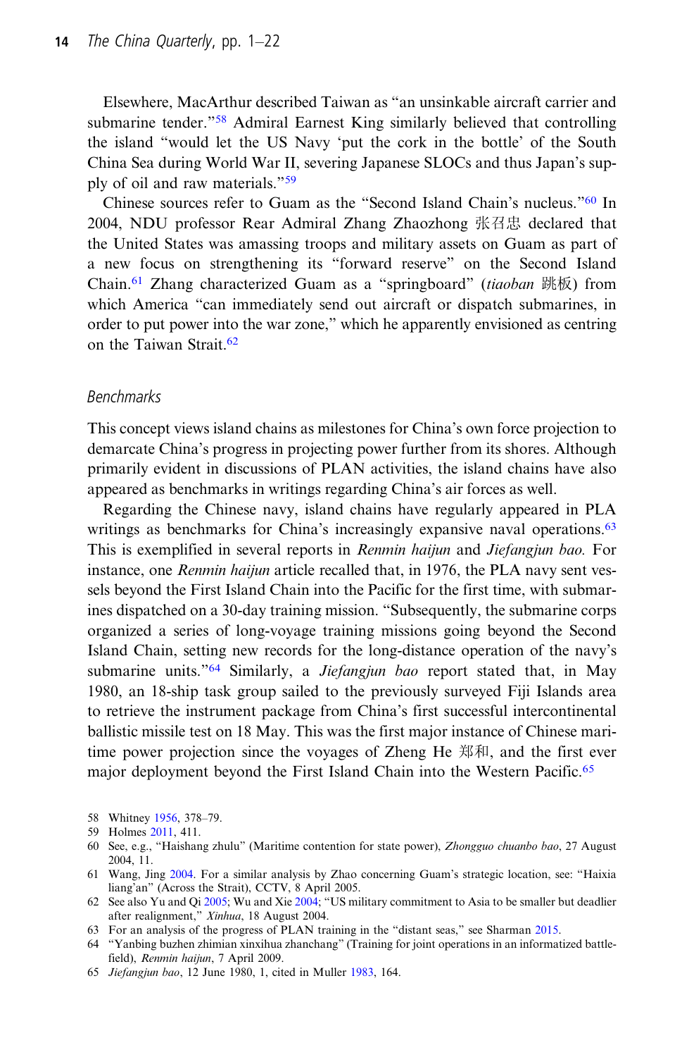Elsewhere, MacArthur described Taiwan as "an unsinkable aircraft carrier and submarine tender."[58] Admiral Earnest King similarly believed that controlling the island "would let the US Navy 'put the cork in the bottle' of the South China Sea during World War II, severing Japanese SLOCs and thus Japan's supply of oil and raw materials."[59]

Chinese sources refer to Guam as the "Second Island Chain's nucleus."[60] In 2004, NDU professor Rear Admiral Zhang Zhaozhong 张召忠 declared that the United States was amassing troops and military assets on Guam as part of a new focus on strengthening its "forward reserve" on the Second Island Chain.[61] Zhang characterized Guam as a "springboard" (*tiaoban* 跳板) from which America "can immediately send out aircraft or dispatch submarines, in order to put power into the war zone," which he apparently envisioned as centring on the Taiwan Strait.[62]

### Benchmarks

This concept views island chains as milestones for China's own force projection to demarcate China's progress in projecting power further from its shores. Although primarily evident in discussions of PLAN activities, the island chains have also appeared as benchmarks in writings regarding China's air forces as well.

Regarding the Chinese navy, island chains have regularly appeared in PLA writings as benchmarks for China's increasingly expansive naval operations.[63] This is exemplified in several reports in *Renmin haijun* and *Jiefangjun bao.* For instance, one *Renmin haijun* article recalled that, in 1976, the PLA navy sent vessels beyond the First Island Chain into the Pacific for the first time, with submarines dispatched on a 30-day training mission. "Subsequently, the submarine corps organized a series of long-voyage training missions going beyond the Second Island Chain, setting new records for the long-distance operation of the navy's submarine units."[64] Similarly, a *Jiefangjun bao* report stated that, in May 1980, an 18-ship task group sailed to the previously surveyed Fiji Islands area to retrieve the instrument package from China's first successful intercontinental ballistic missile test on 18 May. This was the first major instance of Chinese maritime power projection since the voyages of Zheng He 郑和, and the first ever major deployment beyond the First Island Chain into the Western Pacific.[65]

58 Whitney 1956, 378–79.
59 Holmes 2011, 411.
60 See, e.g., "Haishang zhulu" (Maritime contention for state power), *Zhongguo chuanbo bao*, 27 August 2004, 11.
61 Wang, Jing 2004. For a similar analysis by Zhao concerning Guam's strategic location, see: "Haixia liang'an" (Across the Strait), CCTV, 8 April 2005.
62 See also Yu and Qi 2005; Wu and Xie 2004; "US military commitment to Asia to be smaller but deadlier after realignment," *Xinhua*, 18 August 2004.
63 For an analysis of the progress of PLAN training in the "distant seas," see Sharman 2015.
64 "Yanbing buzhen zhimian xinxihua zhanchang" (Training for joint operations in an informatized battlefield), *Renmin haijun*, 7 April 2009.
65 *Jiefangjun bao*, 12 June 1980, 1, cited in Muller 1983, 164.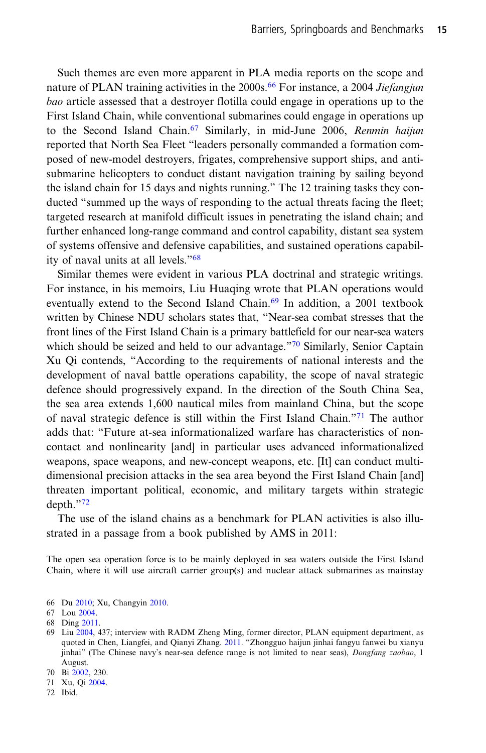Such themes are even more apparent in PLA media reports on the scope and nature of PLAN training activities in the 2000s.[66] For instance, a 2004 *Jiefangjun bao* article assessed that a destroyer flotilla could engage in operations up to the First Island Chain, while conventional submarines could engage in operations up to the Second Island Chain.[67] Similarly, in mid-June 2006, *Renmin haijun* reported that North Sea Fleet "leaders personally commanded a formation composed of new-model destroyers, frigates, comprehensive support ships, and anti-submarine helicopters to conduct distant navigation training by sailing beyond the island chain for 15 days and nights running." The 12 training tasks they conducted "summed up the ways of responding to the actual threats facing the fleet; targeted research at manifold difficult issues in penetrating the island chain; and further enhanced long-range command and control capability, distant sea system of systems offensive and defensive capabilities, and sustained operations capability of naval units at all levels."[68]

Similar themes were evident in various PLA doctrinal and strategic writings. For instance, in his memoirs, Liu Huaqing wrote that PLAN operations would eventually extend to the Second Island Chain.[69] In addition, a 2001 textbook written by Chinese NDU scholars states that, "Near-sea combat stresses that the front lines of the First Island Chain is a primary battlefield for our near-sea waters which should be seized and held to our advantage."[70] Similarly, Senior Captain Xu Qi contends, "According to the requirements of national interests and the development of naval battle operations capability, the scope of naval strategic defence should progressively expand. In the direction of the South China Sea, the sea area extends 1,600 nautical miles from mainland China, but the scope of naval strategic defence is still within the First Island Chain."[71] The author adds that: "Future at-sea informationalized warfare has characteristics of non-contact and nonlinearity [and] in particular uses advanced informationalized weapons, space weapons, and new-concept weapons, etc. [It] can conduct multi-dimensional precision attacks in the sea area beyond the First Island Chain [and] threaten important political, economic, and military targets within strategic depth."[72]

The use of the island chains as a benchmark for PLAN activities is also illustrated in a passage from a book published by AMS in 2011:

> The open sea operation force is to be mainly deployed in sea waters outside the First Island Chain, where it will use aircraft carrier group(s) and nuclear attack submarines as mainstay

---

66 Du 2010; Xu, Changyin 2010.

67 Lou 2004.

68 Ding 2011.

69 Liu 2004, 437; interview with RADM Zheng Ming, former director, PLAN equipment department, as quoted in Chen, Liangfei, and Qianyi Zhang. 2011. "Zhongguo haijun jinhai fangyu fanwei bu xianyu jinhai" (The Chinese navy's near-sea defence range is not limited to near seas), *Dongfang zaobao*, 1 August.

70 Bi 2002, 230.

71 Xu, Qi 2004.

72 Ibid.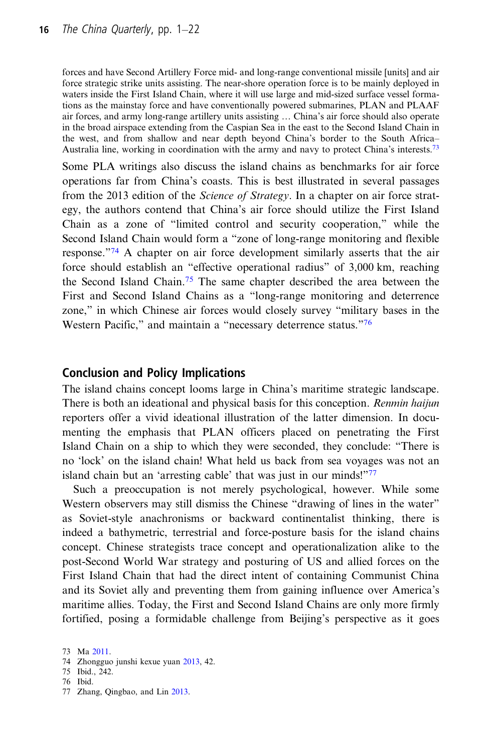> forces and have Second Artillery Force mid- and long-range conventional missile [units] and air force strategic strike units assisting. The near-shore operation force is to be mainly deployed in waters inside the First Island Chain, where it will use large and mid-sized surface vessel formations as the mainstay force and have conventionally powered submarines, PLAN and PLAAF air forces, and army long-range artillery units assisting … China's air force should also operate in the broad airspace extending from the Caspian Sea in the east to the Second Island Chain in the west, and from shallow and near depth beyond China's border to the South Africa–Australia line, working in coordination with the army and navy to protect China's interests.[73]

Some PLA writings also discuss the island chains as benchmarks for air force operations far from China's coasts. This is best illustrated in several passages from the 2013 edition of the *Science of Strategy*. In a chapter on air force strategy, the authors contend that China's air force should utilize the First Island Chain as a zone of "limited control and security cooperation," while the Second Island Chain would form a "zone of long-range monitoring and flexible response."[74] A chapter on air force development similarly asserts that the air force should establish an "effective operational radius" of 3,000 km, reaching the Second Island Chain.[75] The same chapter described the area between the First and Second Island Chains as a "long-range monitoring and deterrence zone," in which Chinese air forces would closely survey "military bases in the Western Pacific," and maintain a "necessary deterrence status."[76]

## Conclusion and Policy Implications

The island chains concept looms large in China's maritime strategic landscape. There is both an ideational and physical basis for this conception. *Renmin haijun* reporters offer a vivid ideational illustration of the latter dimension. In documenting the emphasis that PLAN officers placed on penetrating the First Island Chain on a ship to which they were seconded, they conclude: "There is no 'lock' on the island chain! What held us back from sea voyages was not an island chain but an 'arresting cable' that was just in our minds!"[77]

Such a preoccupation is not merely psychological, however. While some Western observers may still dismiss the Chinese "drawing of lines in the water" as Soviet-style anachronisms or backward continentalist thinking, there is indeed a bathymetric, terrestrial and force-posture basis for the island chains concept. Chinese strategists trace concept and operationalization alike to the post-Second World War strategy and posturing of US and allied forces on the First Island Chain that had the direct intent of containing Communist China and its Soviet ally and preventing them from gaining influence over America's maritime allies. Today, the First and Second Island Chains are only more firmly fortified, posing a formidable challenge from Beijing's perspective as it goes

73 Ma 2011.

74 Zhongguo junshi kexue yuan 2013, 42.

75 Ibid., 242.

76 Ibid.

77 Zhang, Qingbao, and Lin 2013.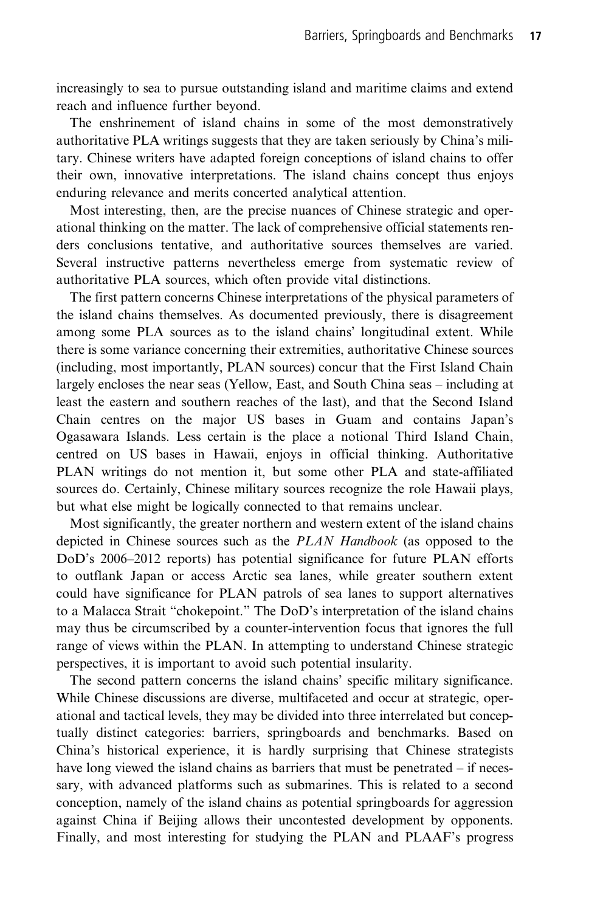increasingly to sea to pursue outstanding island and maritime claims and extend reach and influence further beyond.

The enshrinement of island chains in some of the most demonstratively authoritative PLA writings suggests that they are taken seriously by China's military. Chinese writers have adapted foreign conceptions of island chains to offer their own, innovative interpretations. The island chains concept thus enjoys enduring relevance and merits concerted analytical attention.

Most interesting, then, are the precise nuances of Chinese strategic and operational thinking on the matter. The lack of comprehensive official statements renders conclusions tentative, and authoritative sources themselves are varied. Several instructive patterns nevertheless emerge from systematic review of authoritative PLA sources, which often provide vital distinctions.

The first pattern concerns Chinese interpretations of the physical parameters of the island chains themselves. As documented previously, there is disagreement among some PLA sources as to the island chains' longitudinal extent. While there is some variance concerning their extremities, authoritative Chinese sources (including, most importantly, PLAN sources) concur that the First Island Chain largely encloses the near seas (Yellow, East, and South China seas – including at least the eastern and southern reaches of the last), and that the Second Island Chain centres on the major US bases in Guam and contains Japan's Ogasawara Islands. Less certain is the place a notional Third Island Chain, centred on US bases in Hawaii, enjoys in official thinking. Authoritative PLAN writings do not mention it, but some other PLA and state-affiliated sources do. Certainly, Chinese military sources recognize the role Hawaii plays, but what else might be logically connected to that remains unclear.

Most significantly, the greater northern and western extent of the island chains depicted in Chinese sources such as the *PLAN Handbook* (as opposed to the DoD's 2006–2012 reports) has potential significance for future PLAN efforts to outflank Japan or access Arctic sea lanes, while greater southern extent could have significance for PLAN patrols of sea lanes to support alternatives to a Malacca Strait "chokepoint." The DoD's interpretation of the island chains may thus be circumscribed by a counter-intervention focus that ignores the full range of views within the PLAN. In attempting to understand Chinese strategic perspectives, it is important to avoid such potential insularity.

The second pattern concerns the island chains' specific military significance. While Chinese discussions are diverse, multifaceted and occur at strategic, operational and tactical levels, they may be divided into three interrelated but conceptually distinct categories: barriers, springboards and benchmarks. Based on China's historical experience, it is hardly surprising that Chinese strategists have long viewed the island chains as barriers that must be penetrated – if necessary, with advanced platforms such as submarines. This is related to a second conception, namely of the island chains as potential springboards for aggression against China if Beijing allows their uncontested development by opponents. Finally, and most interesting for studying the PLAN and PLAAF's progress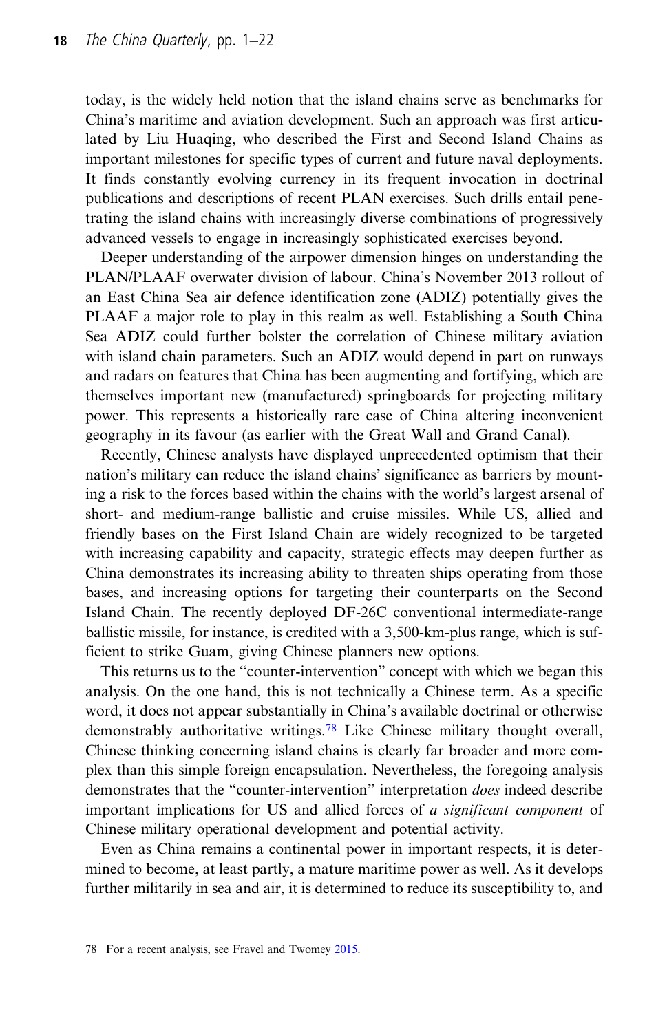today, is the widely held notion that the island chains serve as benchmarks for China's maritime and aviation development. Such an approach was first articulated by Liu Huaqing, who described the First and Second Island Chains as important milestones for specific types of current and future naval deployments. It finds constantly evolving currency in its frequent invocation in doctrinal publications and descriptions of recent PLAN exercises. Such drills entail penetrating the island chains with increasingly diverse combinations of progressively advanced vessels to engage in increasingly sophisticated exercises beyond.

Deeper understanding of the airpower dimension hinges on understanding the PLAN/PLAAF overwater division of labour. China's November 2013 rollout of an East China Sea air defence identification zone (ADIZ) potentially gives the PLAAF a major role to play in this realm as well. Establishing a South China Sea ADIZ could further bolster the correlation of Chinese military aviation with island chain parameters. Such an ADIZ would depend in part on runways and radars on features that China has been augmenting and fortifying, which are themselves important new (manufactured) springboards for projecting military power. This represents a historically rare case of China altering inconvenient geography in its favour (as earlier with the Great Wall and Grand Canal).

Recently, Chinese analysts have displayed unprecedented optimism that their nation's military can reduce the island chains' significance as barriers by mounting a risk to the forces based within the chains with the world's largest arsenal of short- and medium-range ballistic and cruise missiles. While US, allied and friendly bases on the First Island Chain are widely recognized to be targeted with increasing capability and capacity, strategic effects may deepen further as China demonstrates its increasing ability to threaten ships operating from those bases, and increasing options for targeting their counterparts on the Second Island Chain. The recently deployed DF-26C conventional intermediate-range ballistic missile, for instance, is credited with a 3,500-km-plus range, which is sufficient to strike Guam, giving Chinese planners new options.

This returns us to the "counter-intervention" concept with which we began this analysis. On the one hand, this is not technically a Chinese term. As a specific word, it does not appear substantially in China's available doctrinal or otherwise demonstrably authoritative writings.[78] Like Chinese military thought overall, Chinese thinking concerning island chains is clearly far broader and more complex than this simple foreign encapsulation. Nevertheless, the foregoing analysis demonstrates that the "counter-intervention" interpretation *does* indeed describe important implications for US and allied forces of *a significant component* of Chinese military operational development and potential activity.

Even as China remains a continental power in important respects, it is determined to become, at least partly, a mature maritime power as well. As it develops further militarily in sea and air, it is determined to reduce its susceptibility to, and

78 For a recent analysis, see Fravel and Twomey 2015.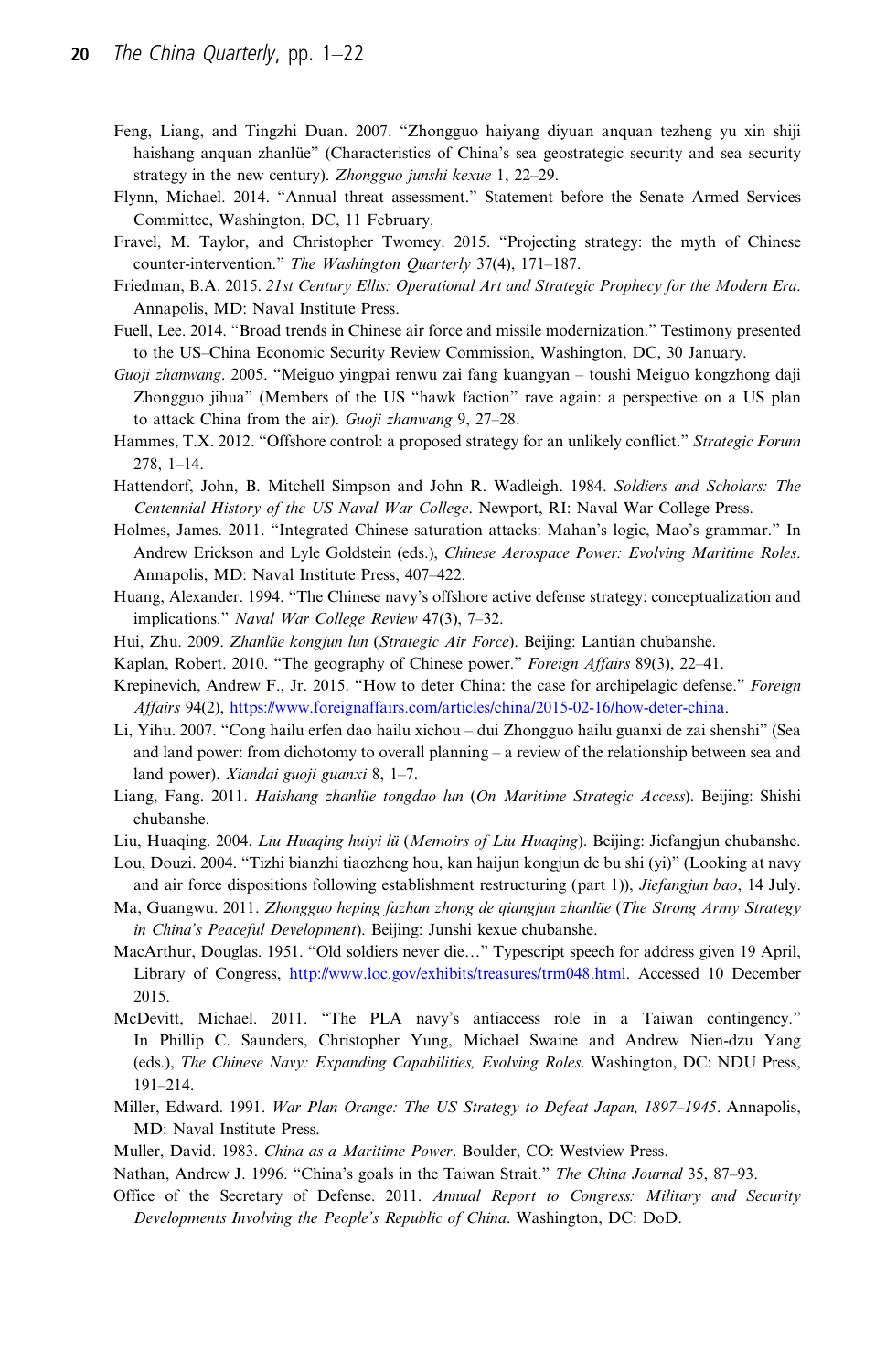Feng, Liang, and Tingzhi Duan. 2007. "Zhongguo haiyang diyuan anquan tezheng yu xin shiji haishang anquan zhanlüe" (Characteristics of China's sea geostrategic security and sea security strategy in the new century). *Zhongguo junshi kexue* 1, 22–29.

Flynn, Michael. 2014. "Annual threat assessment." Statement before the Senate Armed Services Committee, Washington, DC, 11 February.

Fravel, M. Taylor, and Christopher Twomey. 2015. "Projecting strategy: the myth of Chinese counter-intervention." *The Washington Quarterly* 37(4), 171–187.

Friedman, B.A. 2015. *21st Century Ellis: Operational Art and Strategic Prophecy for the Modern Era*. Annapolis, MD: Naval Institute Press.

Fuell, Lee. 2014. "Broad trends in Chinese air force and missile modernization." Testimony presented to the US–China Economic Security Review Commission, Washington, DC, 30 January.

*Guoji zhanwang*. 2005. "Meiguo yingpai renwu zai fang kuangyan – toushi Meiguo kongzhong daji Zhongguo jihua" (Members of the US "hawk faction" rave again: a perspective on a US plan to attack China from the air). *Guoji zhanwang* 9, 27–28.

Hammes, T.X. 2012. "Offshore control: a proposed strategy for an unlikely conflict." *Strategic Forum* 278, 1–14.

Hattendorf, John, B. Mitchell Simpson and John R. Wadleigh. 1984. *Soldiers and Scholars: The Centennial History of the US Naval War College*. Newport, RI: Naval War College Press.

Holmes, James. 2011. "Integrated Chinese saturation attacks: Mahan's logic, Mao's grammar." In Andrew Erickson and Lyle Goldstein (eds.), *Chinese Aerospace Power: Evolving Maritime Roles*. Annapolis, MD: Naval Institute Press, 407–422.

Huang, Alexander. 1994. "The Chinese navy's offshore active defense strategy: conceptualization and implications." *Naval War College Review* 47(3), 7–32.

Hui, Zhu. 2009. *Zhanlüe kongjun lun* (*Strategic Air Force*). Beijing: Lantian chubanshe.

Kaplan, Robert. 2010. "The geography of Chinese power." *Foreign Affairs* 89(3), 22–41.

Krepinevich, Andrew F., Jr. 2015. "How to deter China: the case for archipelagic defense." *Foreign Affairs* 94(2), https://www.foreignaffairs.com/articles/china/2015-02-16/how-deter-china.

Li, Yihu. 2007. "Cong hailu erfen dao hailu xichou – dui Zhongguo hailu guanxi de zai shenshi" (Sea and land power: from dichotomy to overall planning – a review of the relationship between sea and land power). *Xiandai guoji guanxi* 8, 1–7.

Liang, Fang. 2011. *Haishang zhanlüe tongdao lun* (*On Maritime Strategic Access*). Beijing: Shishi chubanshe.

Liu, Huaqing. 2004. *Liu Huaqing huiyi lü* (*Memoirs of Liu Huaqing*). Beijing: Jiefangjun chubanshe.

Lou, Douzi. 2004. "Tizhi bianzhi tiaozheng hou, kan haijun kongjun de bu shi (yi)" (Looking at navy and air force dispositions following establishment restructuring (part 1)), *Jiefangjun bao*, 14 July.

Ma, Guangwu. 2011. *Zhongguo heping fazhan zhong de qiangjun zhanlüe* (*The Strong Army Strategy in China's Peaceful Development*). Beijing: Junshi kexue chubanshe.

MacArthur, Douglas. 1951. "Old soldiers never die…" Typescript speech for address given 19 April, Library of Congress, http://www.loc.gov/exhibits/treasures/trm048.html. Accessed 10 December 2015.

McDevitt, Michael. 2011. "The PLA navy's antiaccess role in a Taiwan contingency." In Phillip C. Saunders, Christopher Yung, Michael Swaine and Andrew Nien-dzu Yang (eds.), *The Chinese Navy: Expanding Capabilities, Evolving Roles*. Washington, DC: NDU Press, 191–214.

Miller, Edward. 1991. *War Plan Orange: The US Strategy to Defeat Japan, 1897–1945*. Annapolis, MD: Naval Institute Press.

Muller, David. 1983. *China as a Maritime Power*. Boulder, CO: Westview Press.

Nathan, Andrew J. 1996. "China's goals in the Taiwan Strait." *The China Journal* 35, 87–93.

Office of the Secretary of Defense. 2011. *Annual Report to Congress: Military and Security Developments Involving the People's Republic of China*. Washington, DC: DoD.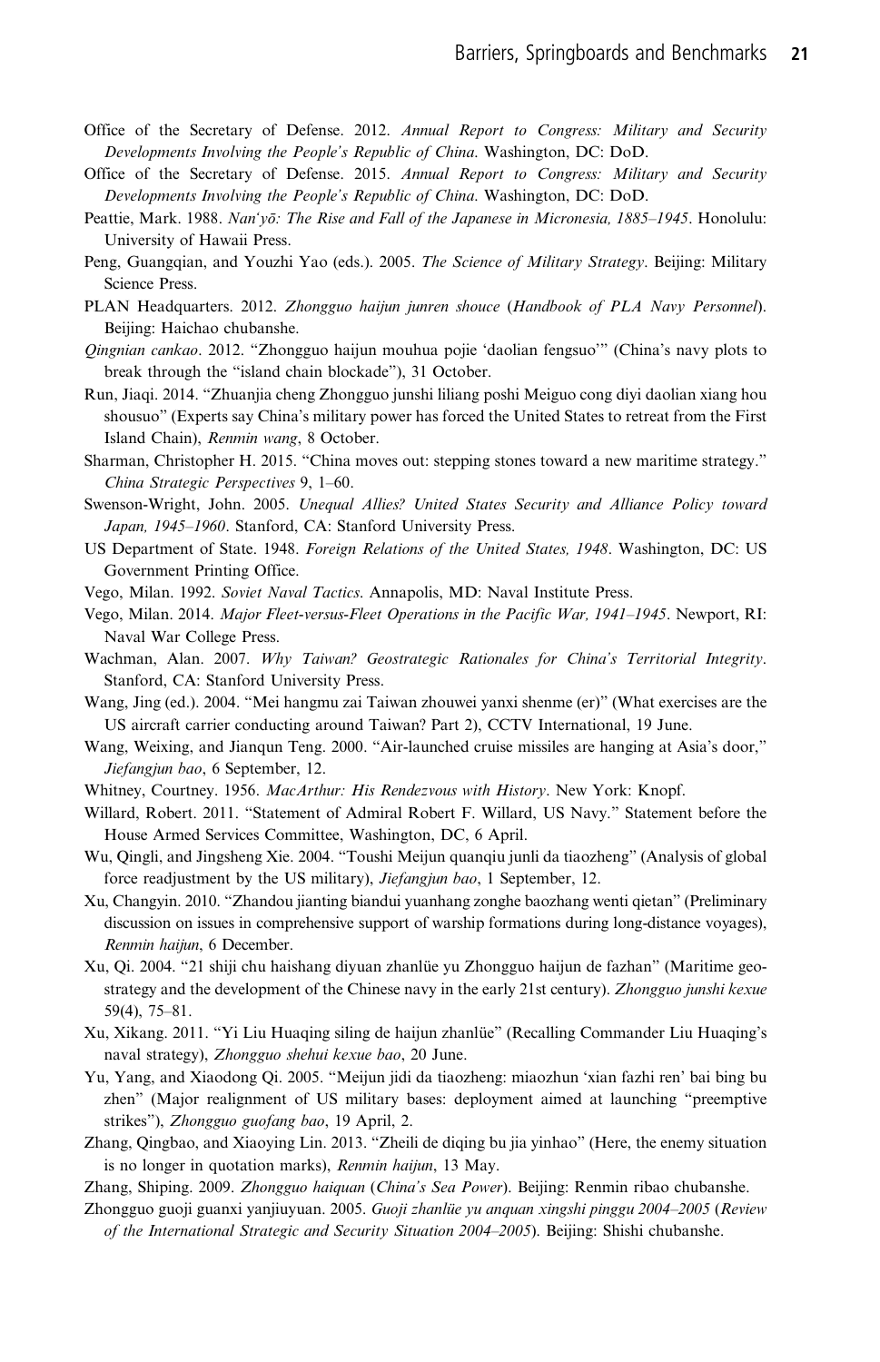Office of the Secretary of Defense. 2012. *Annual Report to Congress: Military and Security Developments Involving the People's Republic of China*. Washington, DC: DoD.

Office of the Secretary of Defense. 2015. *Annual Report to Congress: Military and Security Developments Involving the People's Republic of China*. Washington, DC: DoD.

Peattie, Mark. 1988. *Nan'yō: The Rise and Fall of the Japanese in Micronesia, 1885–1945*. Honolulu: University of Hawaii Press.

Peng, Guangqian, and Youzhi Yao (eds.). 2005. *The Science of Military Strategy*. Beijing: Military Science Press.

PLAN Headquarters. 2012. *Zhongguo haijun junren shouce* (*Handbook of PLA Navy Personnel*). Beijing: Haichao chubanshe.

*Qingnian cankao*. 2012. "Zhongguo haijun mouhua pojie 'daolian fengsuo'" (China's navy plots to break through the "island chain blockade"), 31 October.

Run, Jiaqi. 2014. "Zhuanjia cheng Zhongguo junshi liliang poshi Meiguo cong diyi daolian xiang hou shousuo" (Experts say China's military power has forced the United States to retreat from the First Island Chain), *Renmin wang*, 8 October.

Sharman, Christopher H. 2015. "China moves out: stepping stones toward a new maritime strategy." *China Strategic Perspectives* 9, 1–60.

Swenson-Wright, John. 2005. *Unequal Allies? United States Security and Alliance Policy toward Japan, 1945–1960*. Stanford, CA: Stanford University Press.

US Department of State. 1948. *Foreign Relations of the United States, 1948*. Washington, DC: US Government Printing Office.

Vego, Milan. 1992. *Soviet Naval Tactics*. Annapolis, MD: Naval Institute Press.

Vego, Milan. 2014. *Major Fleet-versus-Fleet Operations in the Pacific War, 1941–1945*. Newport, RI: Naval War College Press.

Wachman, Alan. 2007. *Why Taiwan? Geostrategic Rationales for China's Territorial Integrity*. Stanford, CA: Stanford University Press.

Wang, Jing (ed.). 2004. "Mei hangmu zai Taiwan zhouwei yanxi shenme (er)" (What exercises are the US aircraft carrier conducting around Taiwan? Part 2), CCTV International, 19 June.

Wang, Weixing, and Jianqun Teng. 2000. "Air-launched cruise missiles are hanging at Asia's door," *Jiefangjun bao*, 6 September, 12.

Whitney, Courtney. 1956. *MacArthur: His Rendezvous with History*. New York: Knopf.

Willard, Robert. 2011. "Statement of Admiral Robert F. Willard, US Navy." Statement before the House Armed Services Committee, Washington, DC, 6 April.

Wu, Qingli, and Jingsheng Xie. 2004. "Toushi Meijun quanqiu junli da tiaozheng" (Analysis of global force readjustment by the US military), *Jiefangjun bao*, 1 September, 12.

Xu, Changyin. 2010. "Zhandou jianting biandui yuanhang zonghe baozhang wenti qietan" (Preliminary discussion on issues in comprehensive support of warship formations during long-distance voyages), *Renmin haijun*, 6 December.

Xu, Qi. 2004. "21 shiji chu haishang diyuan zhanlüe yu Zhongguo haijun de fazhan" (Maritime geostrategy and the development of the Chinese navy in the early 21st century). *Zhongguo junshi kexue* 59(4), 75–81.

Xu, Xikang. 2011. "Yi Liu Huaqing siling de haijun zhanlüe" (Recalling Commander Liu Huaqing's naval strategy), *Zhongguo shehui kexue bao*, 20 June.

Yu, Yang, and Xiaodong Qi. 2005. "Meijun jidi da tiaozheng: miaozhun 'xian fazhi ren' bai bing bu zhen" (Major realignment of US military bases: deployment aimed at launching "preemptive strikes"), *Zhongguo guofang bao*, 19 April, 2.

Zhang, Qingbao, and Xiaoying Lin. 2013. "Zheili de diqing bu jia yinhao" (Here, the enemy situation is no longer in quotation marks), *Renmin haijun*, 13 May.

Zhang, Shiping. 2009. *Zhongguo haiquan* (*China's Sea Power*). Beijing: Renmin ribao chubanshe.

Zhongguo guoji guanxi yanjiuyuan. 2005. *Guoji zhanlüe yu anquan xingshi pinggu 2004–2005* (*Review of the International Strategic and Security Situation 2004–2005*). Beijing: Shishi chubanshe.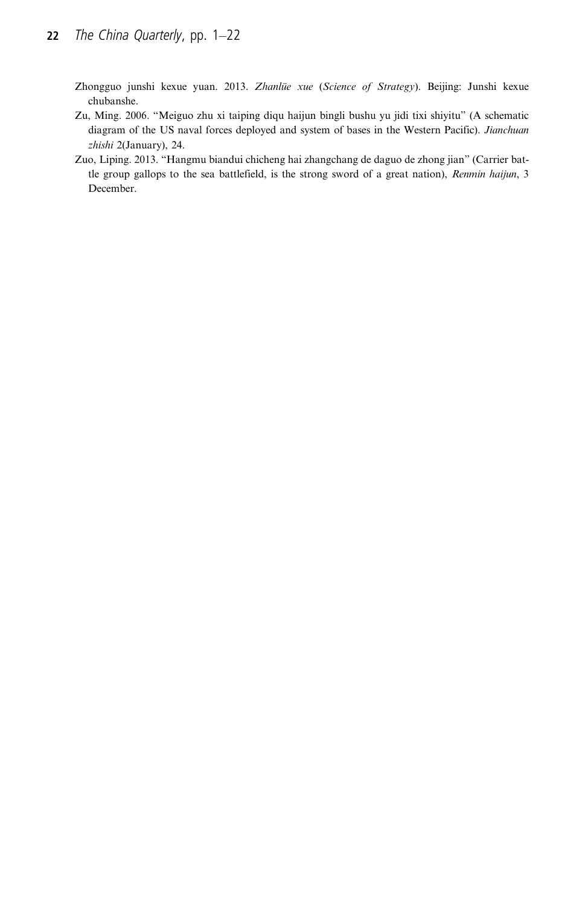Zhongguo junshi kexue yuan. 2013. *Zhanlüe xue* (*Science of Strategy*). Beijing: Junshi kexue chubanshe.

Zu, Ming. 2006. "Meiguo zhu xi taiping diqu haijun bingli bushu yu jidi tixi shiyitu" (A schematic diagram of the US naval forces deployed and system of bases in the Western Pacific). *Jianchuan zhishi* 2(January), 24.

Zuo, Liping. 2013. "Hangmu biandui chicheng hai zhangchang de daguo de zhong jian" (Carrier battle group gallops to the sea battlefield, is the strong sword of a great nation), *Renmin haijun*, 3 December.